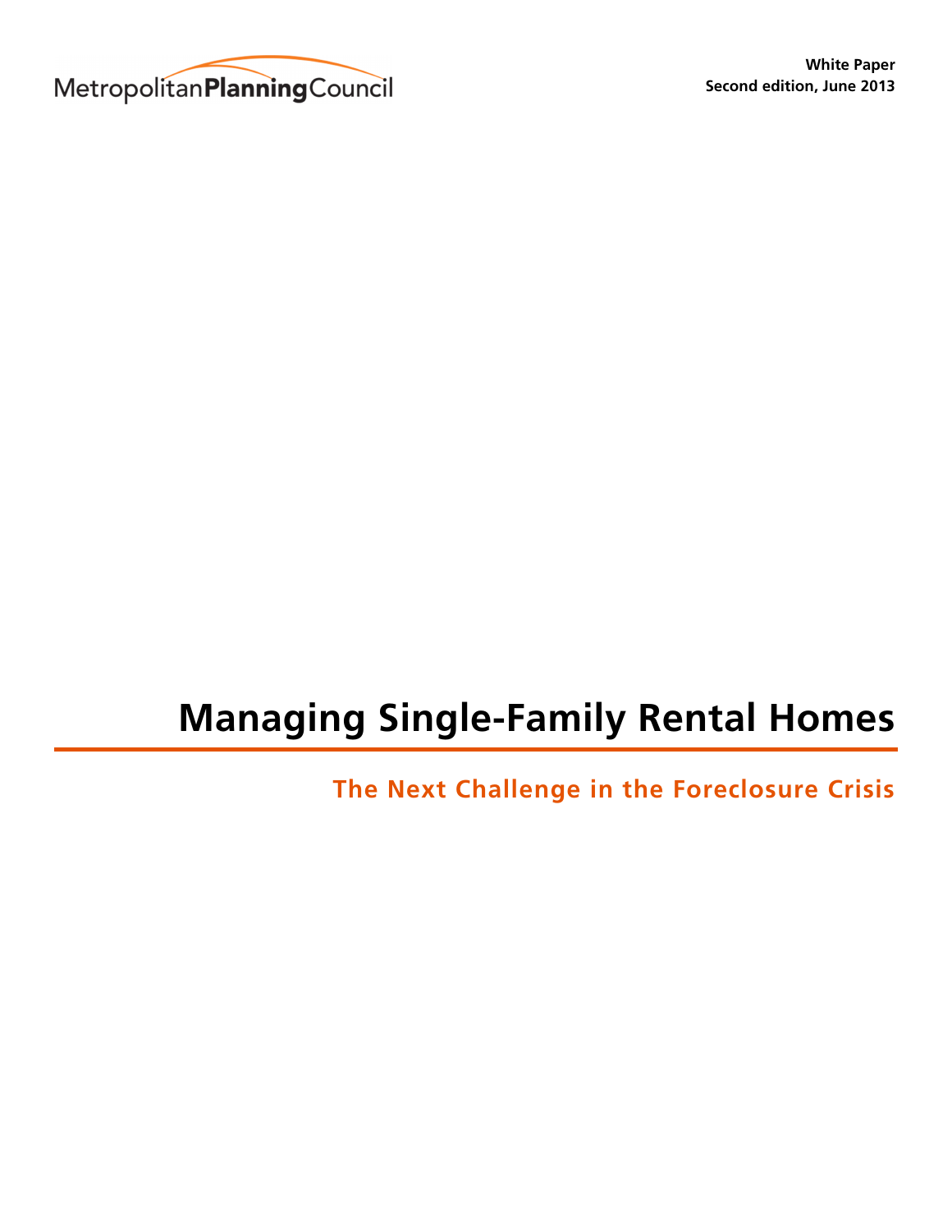Metropolitan**Planning**Council

**White Paper**
**Second edition, June 2013**

# Managing Single-Family Rental Homes

## The Next Challenge in the Foreclosure Crisis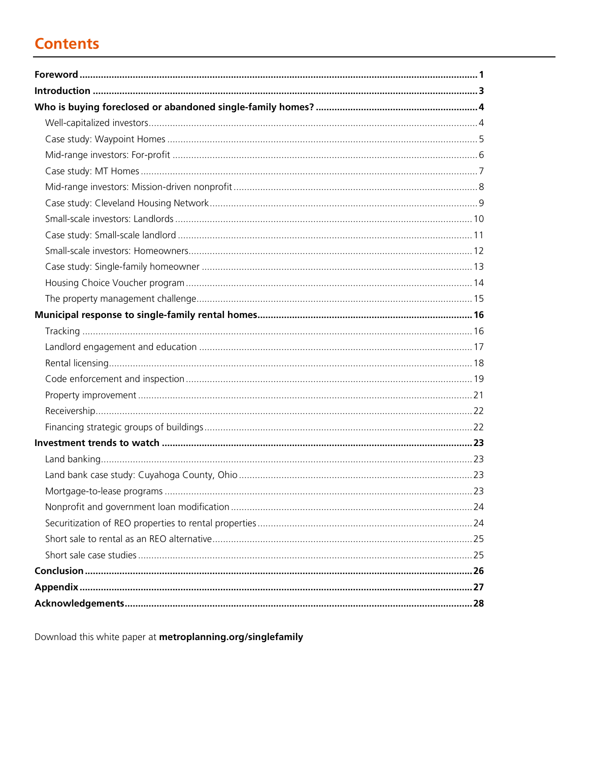# Contents

| | |
|---|---|
| **Foreword** | **1** |
| **Introduction** | **3** |
| **Who is buying foreclosed or abandoned single-family homes?** | **4** |
| Well-capitalized investors | 4 |
| Case study: Waypoint Homes | 5 |
| Mid-range investors: For-profit | 6 |
| Case study: MT Homes | 7 |
| Mid-range investors: Mission-driven nonprofit | 8 |
| Case study: Cleveland Housing Network | 9 |
| Small-scale investors: Landlords | 10 |
| Case study: Small-scale landlord | 11 |
| Small-scale investors: Homeowners | 12 |
| Case study: Single-family homeowner | 13 |
| Housing Choice Voucher program | 14 |
| The property management challenge | 15 |
| **Municipal response to single-family rental homes** | **16** |
| Tracking | 16 |
| Landlord engagement and education | 17 |
| Rental licensing | 18 |
| Code enforcement and inspection | 19 |
| Property improvement | 21 |
| Receivership | 22 |
| Financing strategic groups of buildings | 22 |
| **Investment trends to watch** | **23** |
| Land banking | 23 |
| Land bank case study: Cuyahoga County, Ohio | 23 |
| Mortgage-to-lease programs | 23 |
| Nonprofit and government loan modification | 24 |
| Securitization of REO properties to rental properties | 24 |
| Short sale to rental as an REO alternative | 25 |
| Short sale case studies | 25 |
| **Conclusion** | **26** |
| **Appendix** | **27** |
| **Acknowledgements** | **28** |

Download this white paper at **metroplanning.org/singlefamily**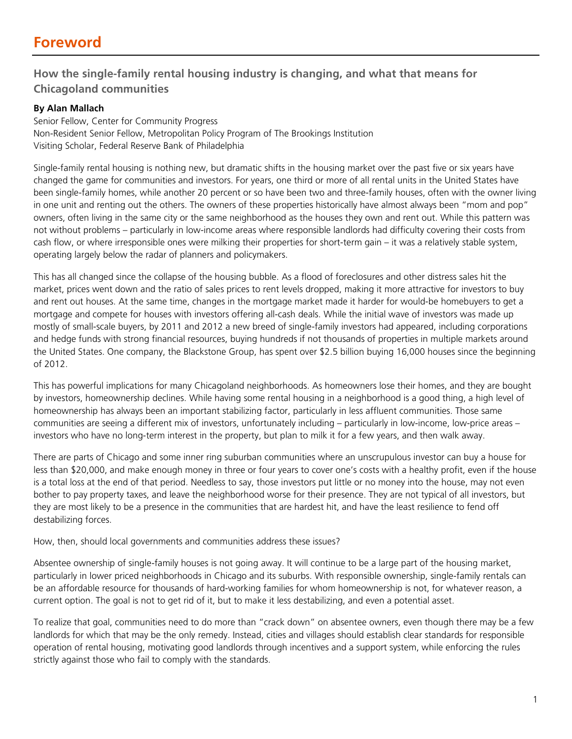# Foreword

## How the single-family rental housing industry is changing, and what that means for Chicagoland communities

**By Alan Mallach**
Senior Fellow, Center for Community Progress
Non-Resident Senior Fellow, Metropolitan Policy Program of The Brookings Institution
Visiting Scholar, Federal Reserve Bank of Philadelphia

Single-family rental housing is nothing new, but dramatic shifts in the housing market over the past five or six years have changed the game for communities and investors. For years, one third or more of all rental units in the United States have been single-family homes, while another 20 percent or so have been two and three-family houses, often with the owner living in one unit and renting out the others. The owners of these properties historically have almost always been "mom and pop" owners, often living in the same city or the same neighborhood as the houses they own and rent out. While this pattern was not without problems – particularly in low-income areas where responsible landlords had difficulty covering their costs from cash flow, or where irresponsible ones were milking their properties for short-term gain – it was a relatively stable system, operating largely below the radar of planners and policymakers.

This has all changed since the collapse of the housing bubble. As a flood of foreclosures and other distress sales hit the market, prices went down and the ratio of sales prices to rent levels dropped, making it more attractive for investors to buy and rent out houses. At the same time, changes in the mortgage market made it harder for would-be homebuyers to get a mortgage and compete for houses with investors offering all-cash deals. While the initial wave of investors was made up mostly of small-scale buyers, by 2011 and 2012 a new breed of single-family investors had appeared, including corporations and hedge funds with strong financial resources, buying hundreds if not thousands of properties in multiple markets around the United States. One company, the Blackstone Group, has spent over $2.5 billion buying 16,000 houses since the beginning of 2012.

This has powerful implications for many Chicagoland neighborhoods. As homeowners lose their homes, and they are bought by investors, homeownership declines. While having some rental housing in a neighborhood is a good thing, a high level of homeownership has always been an important stabilizing factor, particularly in less affluent communities. Those same communities are seeing a different mix of investors, unfortunately including – particularly in low-income, low-price areas – investors who have no long-term interest in the property, but plan to milk it for a few years, and then walk away.

There are parts of Chicago and some inner ring suburban communities where an unscrupulous investor can buy a house for less than $20,000, and make enough money in three or four years to cover one's costs with a healthy profit, even if the house is a total loss at the end of that period. Needless to say, those investors put little or no money into the house, may not even bother to pay property taxes, and leave the neighborhood worse for their presence. They are not typical of all investors, but they are most likely to be a presence in the communities that are hardest hit, and have the least resilience to fend off destabilizing forces.

How, then, should local governments and communities address these issues?

Absentee ownership of single-family houses is not going away. It will continue to be a large part of the housing market, particularly in lower priced neighborhoods in Chicago and its suburbs. With responsible ownership, single-family rentals can be an affordable resource for thousands of hard-working families for whom homeownership is not, for whatever reason, a current option. The goal is not to get rid of it, but to make it less destabilizing, and even a potential asset.

To realize that goal, communities need to do more than "crack down" on absentee owners, even though there may be a few landlords for which that may be the only remedy. Instead, cities and villages should establish clear standards for responsible operation of rental housing, motivating good landlords through incentives and a support system, while enforcing the rules strictly against those who fail to comply with the standards.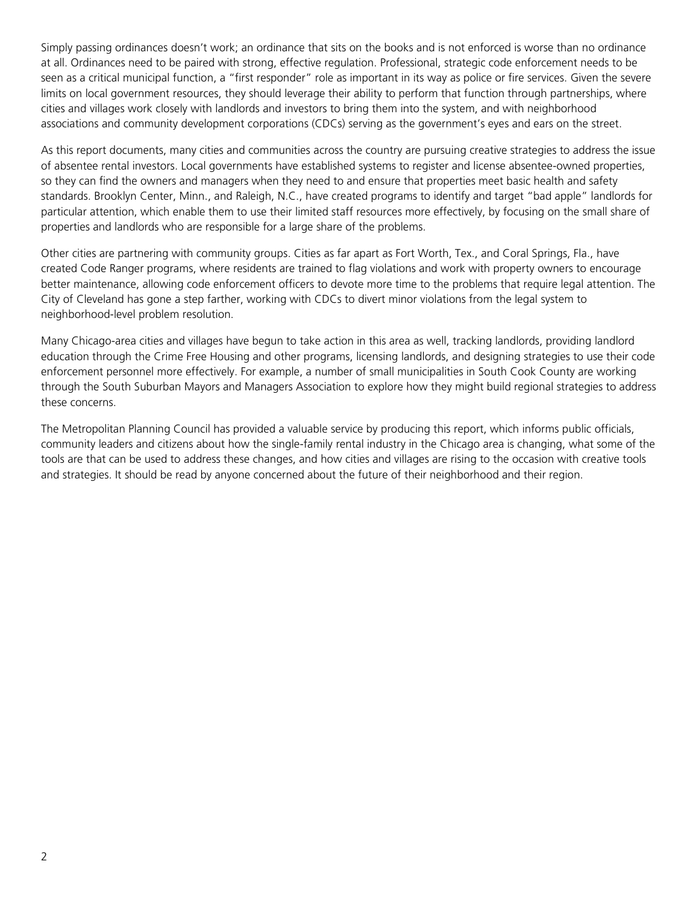Simply passing ordinances doesn't work; an ordinance that sits on the books and is not enforced is worse than no ordinance at all. Ordinances need to be paired with strong, effective regulation. Professional, strategic code enforcement needs to be seen as a critical municipal function, a "first responder" role as important in its way as police or fire services. Given the severe limits on local government resources, they should leverage their ability to perform that function through partnerships, where cities and villages work closely with landlords and investors to bring them into the system, and with neighborhood associations and community development corporations (CDCs) serving as the government's eyes and ears on the street.

As this report documents, many cities and communities across the country are pursuing creative strategies to address the issue of absentee rental investors. Local governments have established systems to register and license absentee-owned properties, so they can find the owners and managers when they need to and ensure that properties meet basic health and safety standards. Brooklyn Center, Minn., and Raleigh, N.C., have created programs to identify and target "bad apple" landlords for particular attention, which enable them to use their limited staff resources more effectively, by focusing on the small share of properties and landlords who are responsible for a large share of the problems.

Other cities are partnering with community groups. Cities as far apart as Fort Worth, Tex., and Coral Springs, Fla., have created Code Ranger programs, where residents are trained to flag violations and work with property owners to encourage better maintenance, allowing code enforcement officers to devote more time to the problems that require legal attention. The City of Cleveland has gone a step farther, working with CDCs to divert minor violations from the legal system to neighborhood-level problem resolution.

Many Chicago-area cities and villages have begun to take action in this area as well, tracking landlords, providing landlord education through the Crime Free Housing and other programs, licensing landlords, and designing strategies to use their code enforcement personnel more effectively. For example, a number of small municipalities in South Cook County are working through the South Suburban Mayors and Managers Association to explore how they might build regional strategies to address these concerns.

The Metropolitan Planning Council has provided a valuable service by producing this report, which informs public officials, community leaders and citizens about how the single-family rental industry in the Chicago area is changing, what some of the tools are that can be used to address these changes, and how cities and villages are rising to the occasion with creative tools and strategies. It should be read by anyone concerned about the future of their neighborhood and their region.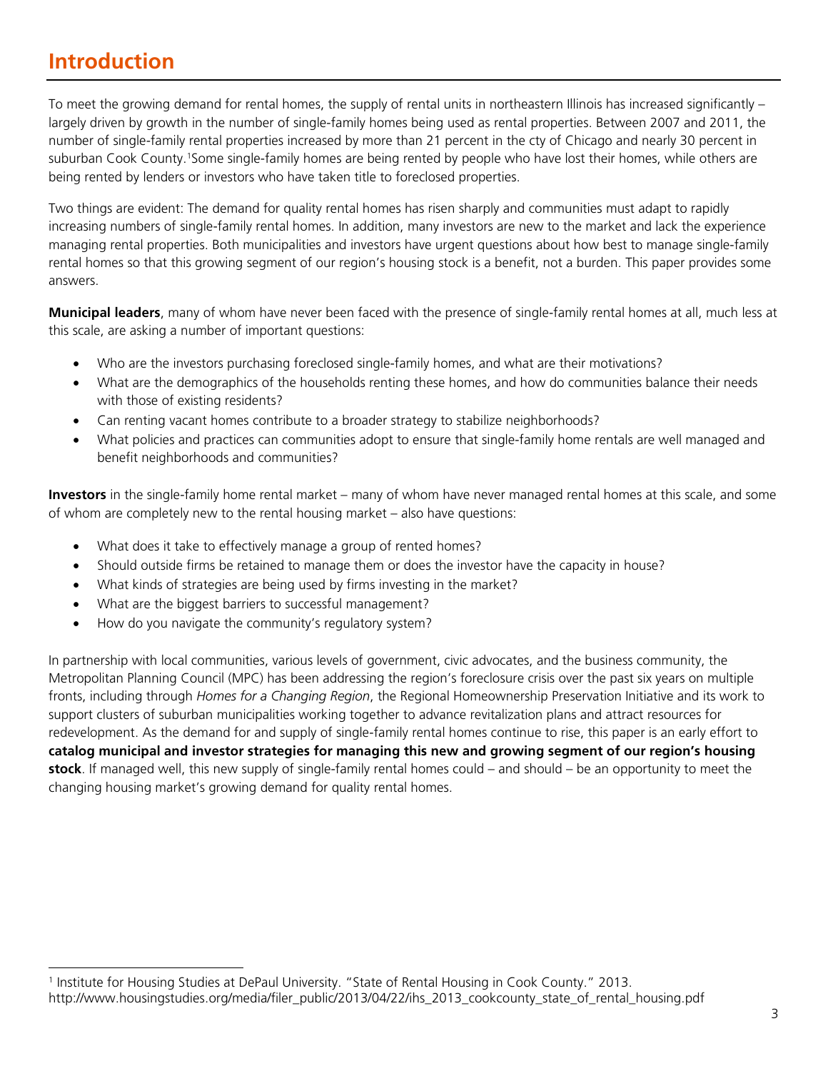# Introduction

To meet the growing demand for rental homes, the supply of rental units in northeastern Illinois has increased significantly – largely driven by growth in the number of single-family homes being used as rental properties. Between 2007 and 2011, the number of single-family rental properties increased by more than 21 percent in the cty of Chicago and nearly 30 percent in suburban Cook County.[1] Some single-family homes are being rented by people who have lost their homes, while others are being rented by lenders or investors who have taken title to foreclosed properties.

Two things are evident: The demand for quality rental homes has risen sharply and communities must adapt to rapidly increasing numbers of single-family rental homes. In addition, many investors are new to the market and lack the experience managing rental properties. Both municipalities and investors have urgent questions about how best to manage single-family rental homes so that this growing segment of our region's housing stock is a benefit, not a burden. This paper provides some answers.

**Municipal leaders**, many of whom have never been faced with the presence of single-family rental homes at all, much less at this scale, are asking a number of important questions:

- Who are the investors purchasing foreclosed single-family homes, and what are their motivations?
- What are the demographics of the households renting these homes, and how do communities balance their needs with those of existing residents?
- Can renting vacant homes contribute to a broader strategy to stabilize neighborhoods?
- What policies and practices can communities adopt to ensure that single-family home rentals are well managed and benefit neighborhoods and communities?

**Investors** in the single-family home rental market – many of whom have never managed rental homes at this scale, and some of whom are completely new to the rental housing market – also have questions:

- What does it take to effectively manage a group of rented homes?
- Should outside firms be retained to manage them or does the investor have the capacity in house?
- What kinds of strategies are being used by firms investing in the market?
- What are the biggest barriers to successful management?
- How do you navigate the community's regulatory system?

In partnership with local communities, various levels of government, civic advocates, and the business community, the Metropolitan Planning Council (MPC) has been addressing the region's foreclosure crisis over the past six years on multiple fronts, including through *Homes for a Changing Region*, the Regional Homeownership Preservation Initiative and its work to support clusters of suburban municipalities working together to advance revitalization plans and attract resources for redevelopment. As the demand for and supply of single-family rental homes continue to rise, this paper is an early effort to **catalog municipal and investor strategies for managing this new and growing segment of our region's housing stock**. If managed well, this new supply of single-family rental homes could – and should – be an opportunity to meet the changing housing market's growing demand for quality rental homes.

[1] Institute for Housing Studies at DePaul University. "State of Rental Housing in Cook County." 2013. http://www.housingstudies.org/media/filer_public/2013/04/22/ihs_2013_cookcounty_state_of_rental_housing.pdf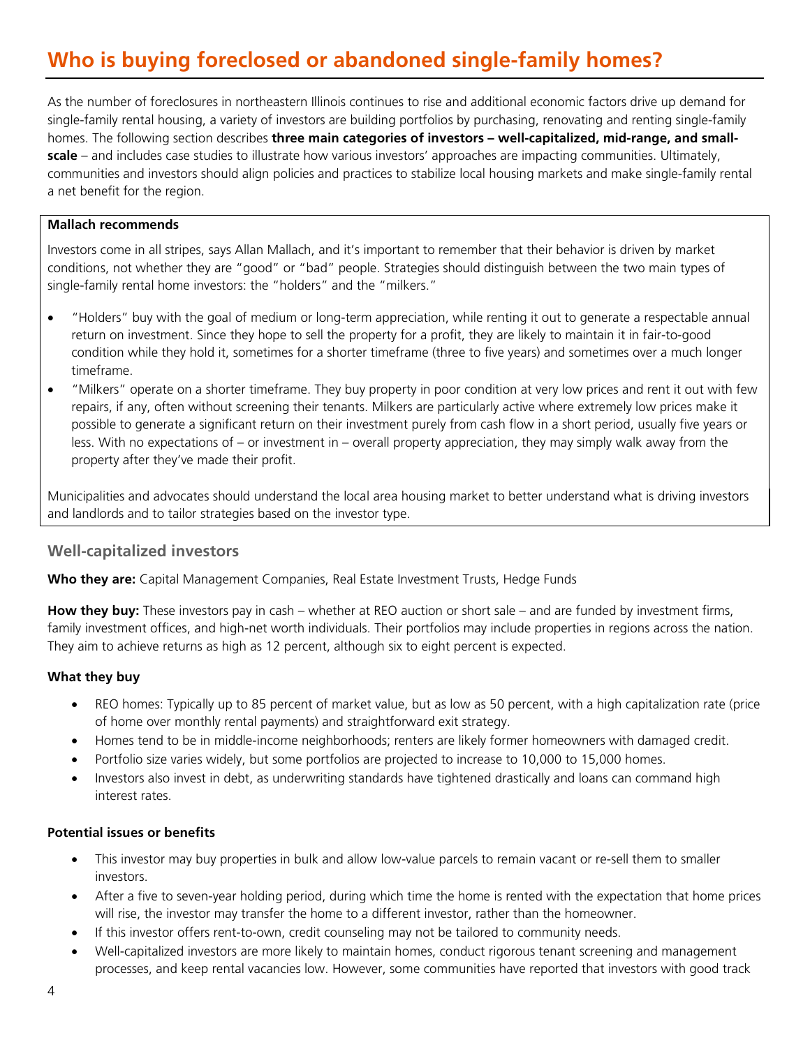# Who is buying foreclosed or abandoned single-family homes?

As the number of foreclosures in northeastern Illinois continues to rise and additional economic factors drive up demand for single-family rental housing, a variety of investors are building portfolios by purchasing, renovating and renting single-family homes. The following section describes **three main categories of investors – well-capitalized, mid-range, and small-scale** – and includes case studies to illustrate how various investors' approaches are impacting communities. Ultimately, communities and investors should align policies and practices to stabilize local housing markets and make single-family rental a net benefit for the region.

**Mallach recommends**

Investors come in all stripes, says Allan Mallach, and it's important to remember that their behavior is driven by market conditions, not whether they are "good" or "bad" people. Strategies should distinguish between the two main types of single-family rental home investors: the "holders" and the "milkers."

- "Holders" buy with the goal of medium or long-term appreciation, while renting it out to generate a respectable annual return on investment. Since they hope to sell the property for a profit, they are likely to maintain it in fair-to-good condition while they hold it, sometimes for a shorter timeframe (three to five years) and sometimes over a much longer timeframe.
- "Milkers" operate on a shorter timeframe. They buy property in poor condition at very low prices and rent it out with few repairs, if any, often without screening their tenants. Milkers are particularly active where extremely low prices make it possible to generate a significant return on their investment purely from cash flow in a short period, usually five years or less. With no expectations of – or investment in – overall property appreciation, they may simply walk away from the property after they've made their profit.

Municipalities and advocates should understand the local area housing market to better understand what is driving investors and landlords and to tailor strategies based on the investor type.

## Well-capitalized investors

**Who they are:** Capital Management Companies, Real Estate Investment Trusts, Hedge Funds

**How they buy:** These investors pay in cash – whether at REO auction or short sale – and are funded by investment firms, family investment offices, and high-net worth individuals. Their portfolios may include properties in regions across the nation. They aim to achieve returns as high as 12 percent, although six to eight percent is expected.

### What they buy

- REO homes: Typically up to 85 percent of market value, but as low as 50 percent, with a high capitalization rate (price of home over monthly rental payments) and straightforward exit strategy.
- Homes tend to be in middle-income neighborhoods; renters are likely former homeowners with damaged credit.
- Portfolio size varies widely, but some portfolios are projected to increase to 10,000 to 15,000 homes.
- Investors also invest in debt, as underwriting standards have tightened drastically and loans can command high interest rates.

### Potential issues or benefits

- This investor may buy properties in bulk and allow low-value parcels to remain vacant or re-sell them to smaller investors.
- After a five to seven-year holding period, during which time the home is rented with the expectation that home prices will rise, the investor may transfer the home to a different investor, rather than the homeowner.
- If this investor offers rent-to-own, credit counseling may not be tailored to community needs.
- Well-capitalized investors are more likely to maintain homes, conduct rigorous tenant screening and management processes, and keep rental vacancies low. However, some communities have reported that investors with good track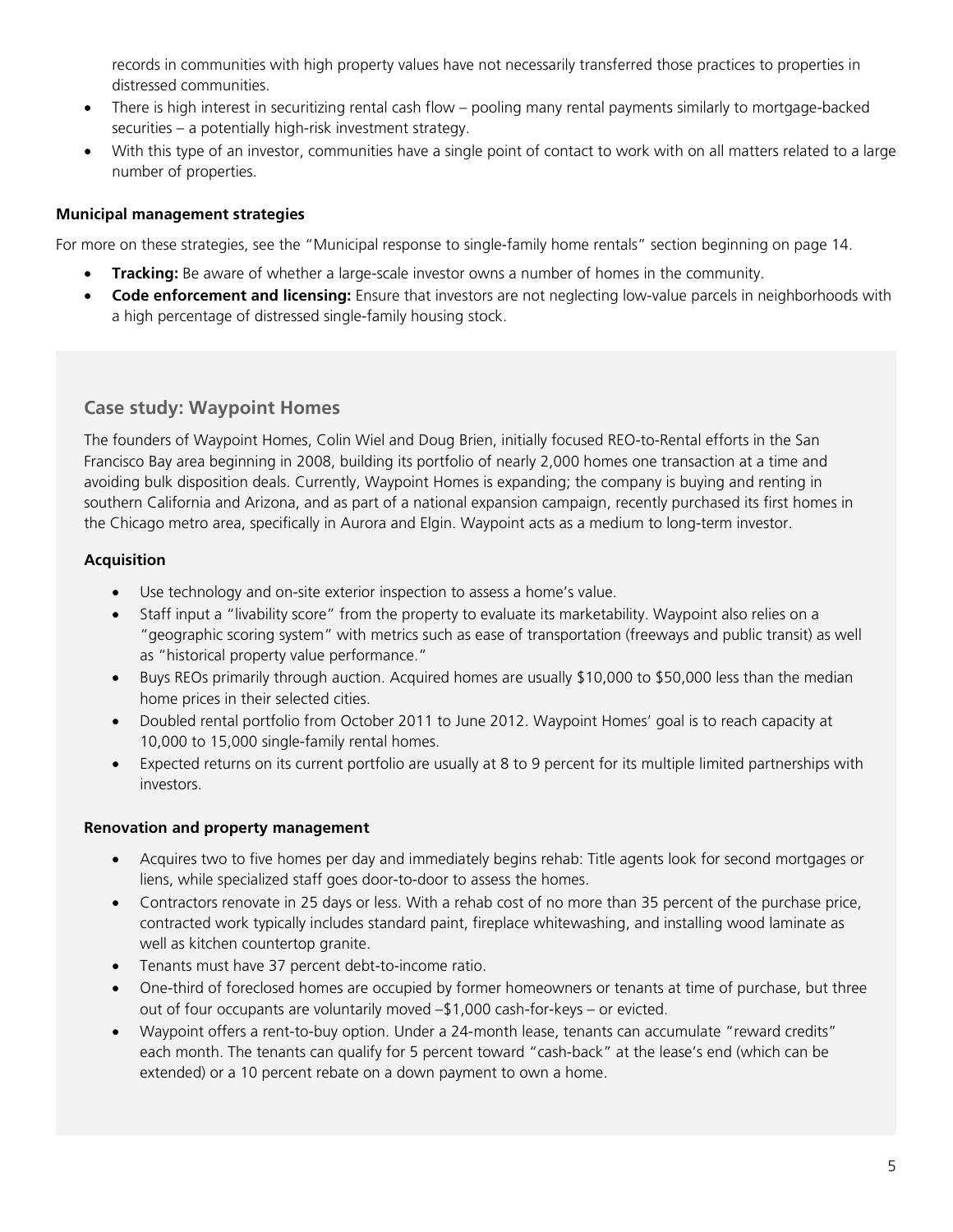records in communities with high property values have not necessarily transferred those practices to properties in distressed communities.

- There is high interest in securitizing rental cash flow – pooling many rental payments similarly to mortgage-backed securities – a potentially high-risk investment strategy.
- With this type of an investor, communities have a single point of contact to work with on all matters related to a large number of properties.

**Municipal management strategies**

For more on these strategies, see the "Municipal response to single-family home rentals" section beginning on page 14.

- **Tracking:** Be aware of whether a large-scale investor owns a number of homes in the community.
- **Code enforcement and licensing:** Ensure that investors are not neglecting low-value parcels in neighborhoods with a high percentage of distressed single-family housing stock.

## Case study: Waypoint Homes

The founders of Waypoint Homes, Colin Wiel and Doug Brien, initially focused REO-to-Rental efforts in the San Francisco Bay area beginning in 2008, building its portfolio of nearly 2,000 homes one transaction at a time and avoiding bulk disposition deals. Currently, Waypoint Homes is expanding; the company is buying and renting in southern California and Arizona, and as part of a national expansion campaign, recently purchased its first homes in the Chicago metro area, specifically in Aurora and Elgin. Waypoint acts as a medium to long-term investor.

**Acquisition**

- Use technology and on-site exterior inspection to assess a home's value.
- Staff input a "livability score" from the property to evaluate its marketability. Waypoint also relies on a "geographic scoring system" with metrics such as ease of transportation (freeways and public transit) as well as "historical property value performance."
- Buys REOs primarily through auction. Acquired homes are usually $10,000 to $50,000 less than the median home prices in their selected cities.
- Doubled rental portfolio from October 2011 to June 2012. Waypoint Homes' goal is to reach capacity at 10,000 to 15,000 single-family rental homes.
- Expected returns on its current portfolio are usually at 8 to 9 percent for its multiple limited partnerships with investors.

**Renovation and property management**

- Acquires two to five homes per day and immediately begins rehab: Title agents look for second mortgages or liens, while specialized staff goes door-to-door to assess the homes.
- Contractors renovate in 25 days or less. With a rehab cost of no more than 35 percent of the purchase price, contracted work typically includes standard paint, fireplace whitewashing, and installing wood laminate as well as kitchen countertop granite.
- Tenants must have 37 percent debt-to-income ratio.
- One-third of foreclosed homes are occupied by former homeowners or tenants at time of purchase, but three out of four occupants are voluntarily moved –$1,000 cash-for-keys – or evicted.
- Waypoint offers a rent-to-buy option. Under a 24-month lease, tenants can accumulate "reward credits" each month. The tenants can qualify for 5 percent toward "cash-back" at the lease's end (which can be extended) or a 10 percent rebate on a down payment to own a home.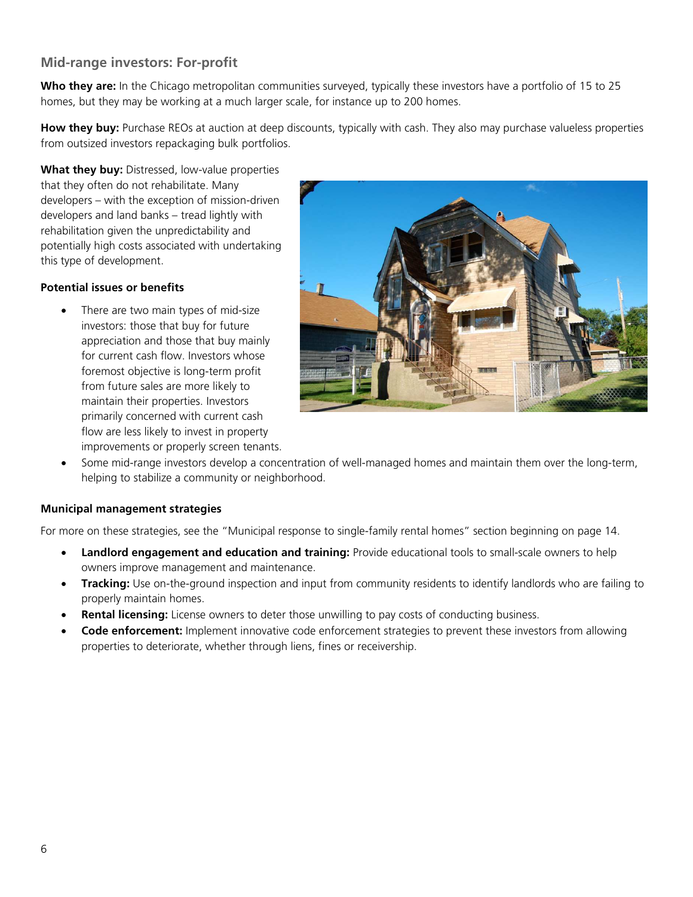## Mid-range investors: For-profit

**Who they are:** In the Chicago metropolitan communities surveyed, typically these investors have a portfolio of 15 to 25 homes, but they may be working at a much larger scale, for instance up to 200 homes.

**How they buy:** Purchase REOs at auction at deep discounts, typically with cash. They also may purchase valueless properties from outsized investors repackaging bulk portfolios.

**What they buy:** Distressed, low-value properties that they often do not rehabilitate. Many developers – with the exception of mission-driven developers and land banks – tread lightly with rehabilitation given the unpredictability and potentially high costs associated with undertaking this type of development.

**Potential issues or benefits**

- There are two main types of mid-size investors: those that buy for future appreciation and those that buy mainly for current cash flow. Investors whose foremost objective is long-term profit from future sales are more likely to maintain their properties. Investors primarily concerned with current cash flow are less likely to invest in property improvements or properly screen tenants.
- Some mid-range investors develop a concentration of well-managed homes and maintain them over the long-term, helping to stabilize a community or neighborhood.

**Municipal management strategies**

For more on these strategies, see the "Municipal response to single-family rental homes" section beginning on page 14.

- **Landlord engagement and education and training:** Provide educational tools to small-scale owners to help owners improve management and maintenance.
- **Tracking:** Use on-the-ground inspection and input from community residents to identify landlords who are failing to properly maintain homes.
- **Rental licensing:** License owners to deter those unwilling to pay costs of conducting business.
- **Code enforcement:** Implement innovative code enforcement strategies to prevent these investors from allowing properties to deteriorate, whether through liens, fines or receivership.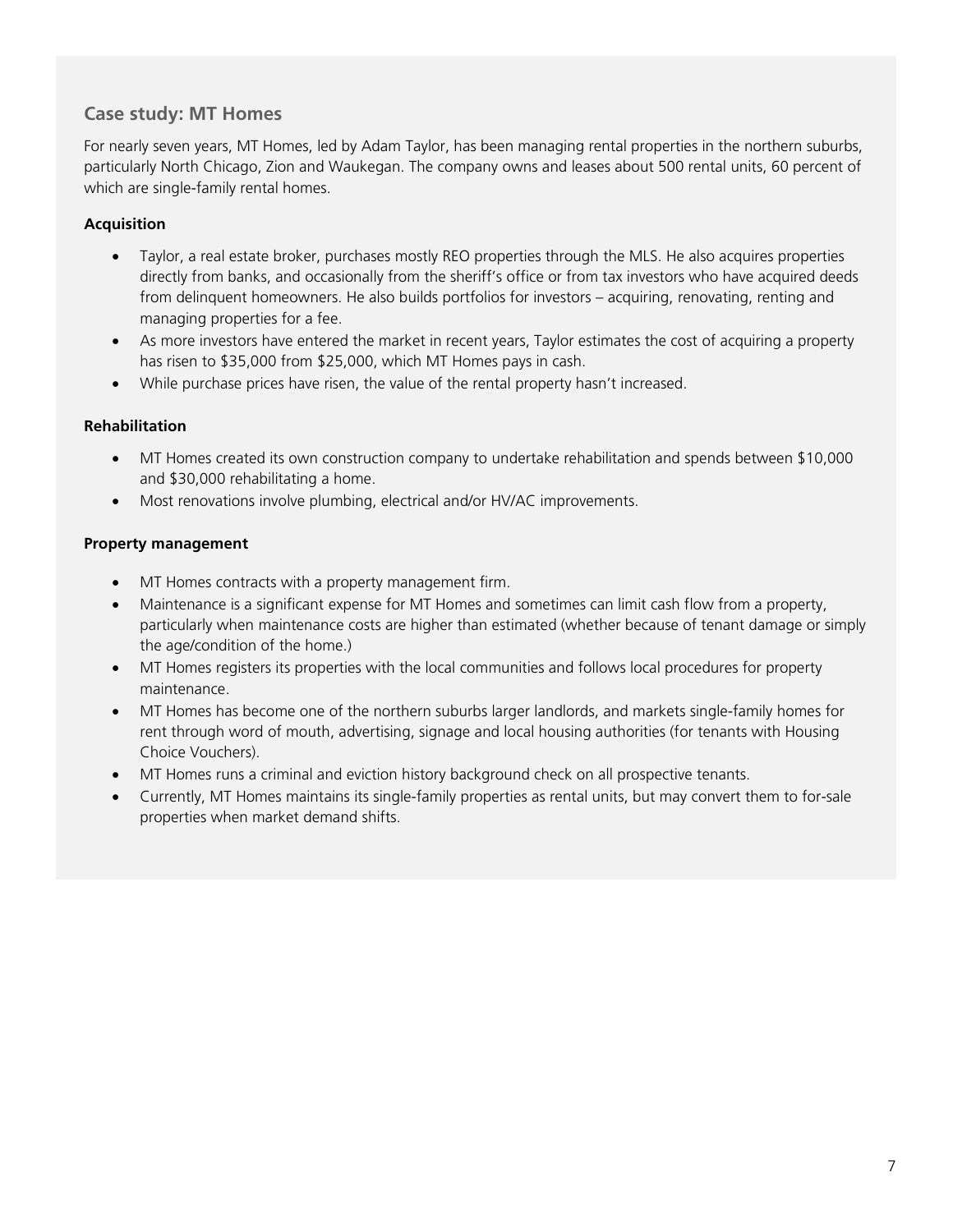## Case study: MT Homes

For nearly seven years, MT Homes, led by Adam Taylor, has been managing rental properties in the northern suburbs, particularly North Chicago, Zion and Waukegan. The company owns and leases about 500 rental units, 60 percent of which are single-family rental homes.

**Acquisition**

- Taylor, a real estate broker, purchases mostly REO properties through the MLS. He also acquires properties directly from banks, and occasionally from the sheriff's office or from tax investors who have acquired deeds from delinquent homeowners. He also builds portfolios for investors – acquiring, renovating, renting and managing properties for a fee.
- As more investors have entered the market in recent years, Taylor estimates the cost of acquiring a property has risen to $35,000 from $25,000, which MT Homes pays in cash.
- While purchase prices have risen, the value of the rental property hasn't increased.

**Rehabilitation**

- MT Homes created its own construction company to undertake rehabilitation and spends between $10,000 and $30,000 rehabilitating a home.
- Most renovations involve plumbing, electrical and/or HV/AC improvements.

**Property management**

- MT Homes contracts with a property management firm.
- Maintenance is a significant expense for MT Homes and sometimes can limit cash flow from a property, particularly when maintenance costs are higher than estimated (whether because of tenant damage or simply the age/condition of the home.)
- MT Homes registers its properties with the local communities and follows local procedures for property maintenance.
- MT Homes has become one of the northern suburbs larger landlords, and markets single-family homes for rent through word of mouth, advertising, signage and local housing authorities (for tenants with Housing Choice Vouchers).
- MT Homes runs a criminal and eviction history background check on all prospective tenants.
- Currently, MT Homes maintains its single-family properties as rental units, but may convert them to for-sale properties when market demand shifts.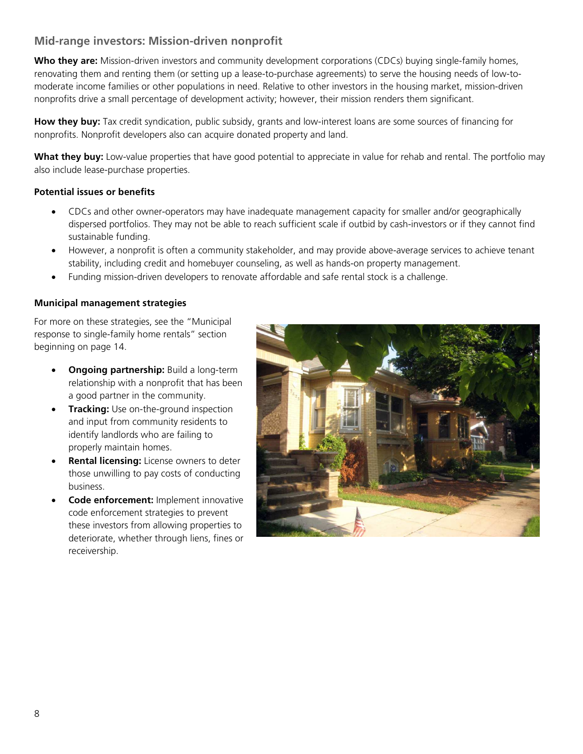## Mid-range investors: Mission-driven nonprofit

**Who they are:** Mission-driven investors and community development corporations (CDCs) buying single-family homes, renovating them and renting them (or setting up a lease-to-purchase agreements) to serve the housing needs of low-to-moderate income families or other populations in need. Relative to other investors in the housing market, mission-driven nonprofits drive a small percentage of development activity; however, their mission renders them significant.

**How they buy:** Tax credit syndication, public subsidy, grants and low-interest loans are some sources of financing for nonprofits. Nonprofit developers also can acquire donated property and land.

**What they buy:** Low-value properties that have good potential to appreciate in value for rehab and rental. The portfolio may also include lease-purchase properties.

**Potential issues or benefits**

- CDCs and other owner-operators may have inadequate management capacity for smaller and/or geographically dispersed portfolios. They may not be able to reach sufficient scale if outbid by cash-investors or if they cannot find sustainable funding.
- However, a nonprofit is often a community stakeholder, and may provide above-average services to achieve tenant stability, including credit and homebuyer counseling, as well as hands-on property management.
- Funding mission-driven developers to renovate affordable and safe rental stock is a challenge.

**Municipal management strategies**

For more on these strategies, see the "Municipal response to single-family home rentals" section beginning on page 14.

- **Ongoing partnership:** Build a long-term relationship with a nonprofit that has been a good partner in the community.
- **Tracking:** Use on-the-ground inspection and input from community residents to identify landlords who are failing to properly maintain homes.
- **Rental licensing:** License owners to deter those unwilling to pay costs of conducting business.
- **Code enforcement:** Implement innovative code enforcement strategies to prevent these investors from allowing properties to deteriorate, whether through liens, fines or receivership.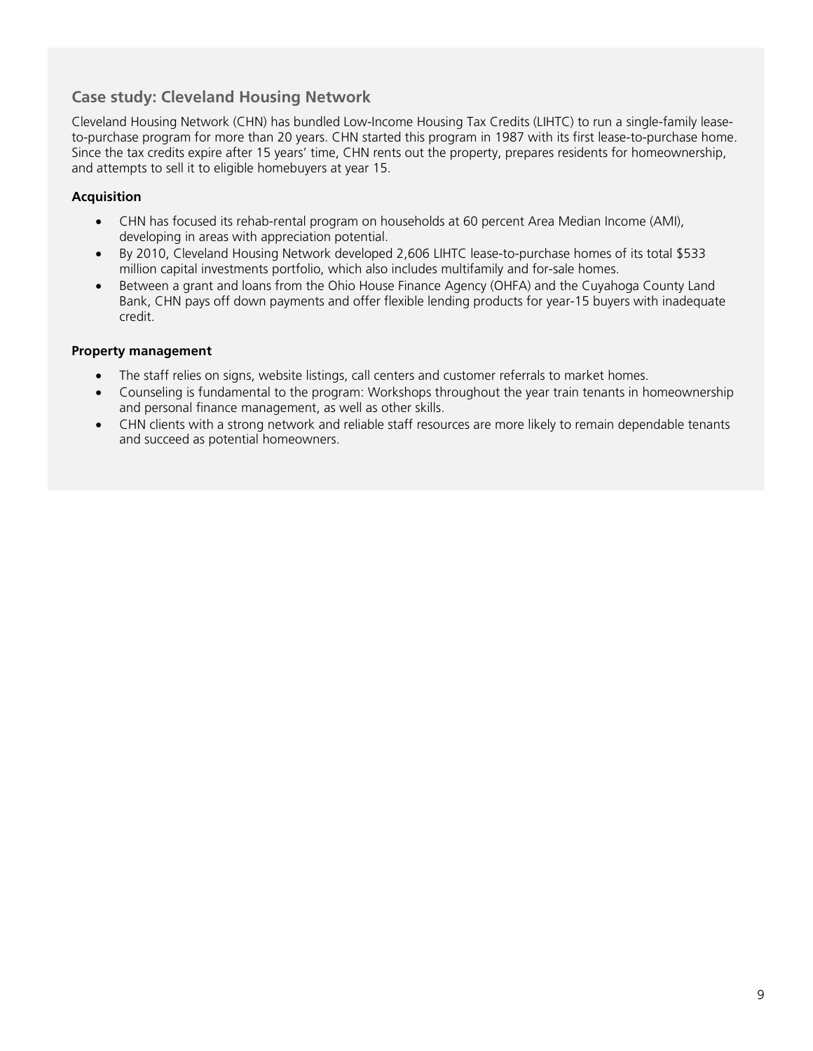## Case study: Cleveland Housing Network

Cleveland Housing Network (CHN) has bundled Low-Income Housing Tax Credits (LIHTC) to run a single-family lease-to-purchase program for more than 20 years. CHN started this program in 1987 with its first lease-to-purchase home. Since the tax credits expire after 15 years' time, CHN rents out the property, prepares residents for homeownership, and attempts to sell it to eligible homebuyers at year 15.

**Acquisition**

- CHN has focused its rehab-rental program on households at 60 percent Area Median Income (AMI), developing in areas with appreciation potential.
- By 2010, Cleveland Housing Network developed 2,606 LIHTC lease-to-purchase homes of its total $533 million capital investments portfolio, which also includes multifamily and for-sale homes.
- Between a grant and loans from the Ohio House Finance Agency (OHFA) and the Cuyahoga County Land Bank, CHN pays off down payments and offer flexible lending products for year-15 buyers with inadequate credit.

**Property management**

- The staff relies on signs, website listings, call centers and customer referrals to market homes.
- Counseling is fundamental to the program: Workshops throughout the year train tenants in homeownership and personal finance management, as well as other skills.
- CHN clients with a strong network and reliable staff resources are more likely to remain dependable tenants and succeed as potential homeowners.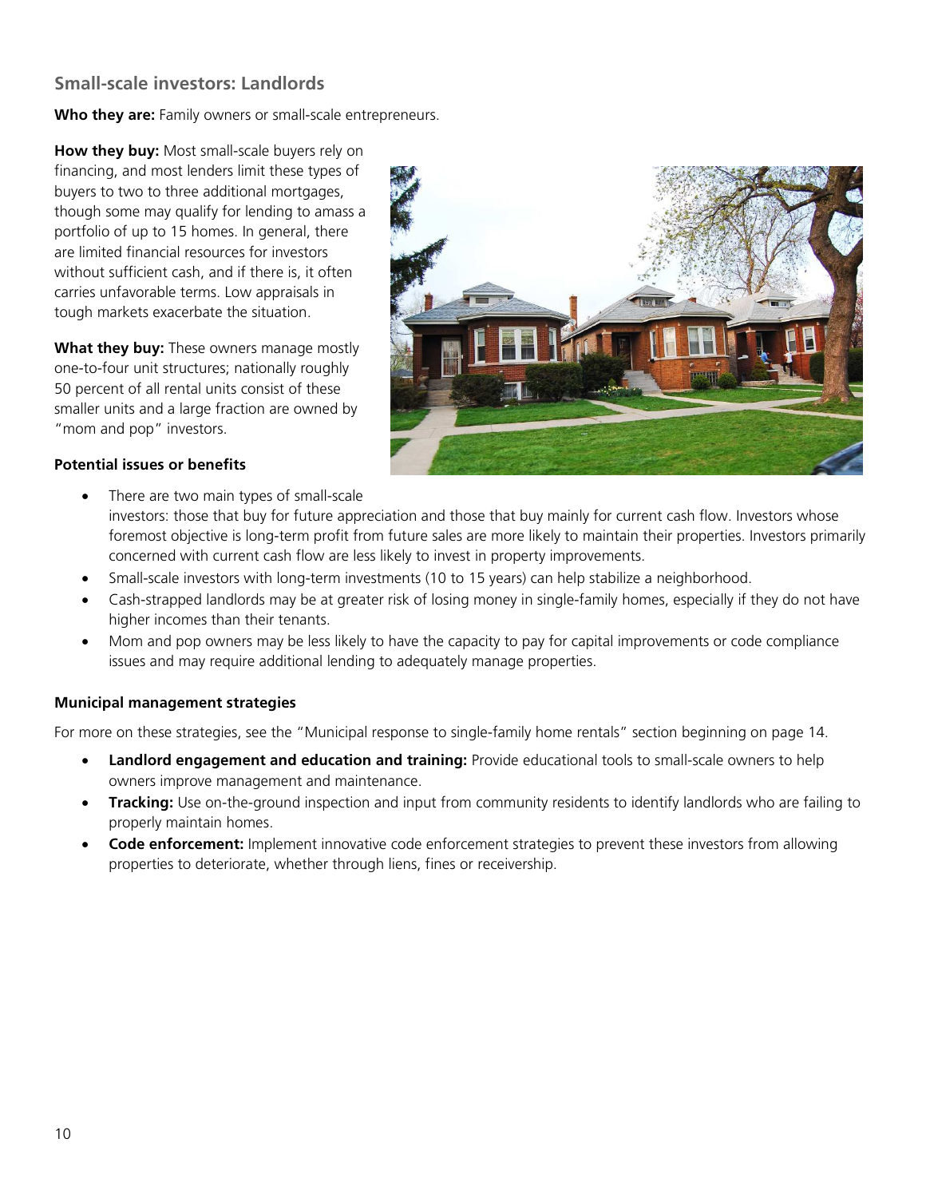## Small-scale investors: Landlords

**Who they are:** Family owners or small-scale entrepreneurs.

**How they buy:** Most small-scale buyers rely on financing, and most lenders limit these types of buyers to two to three additional mortgages, though some may qualify for lending to amass a portfolio of up to 15 homes. In general, there are limited financial resources for investors without sufficient cash, and if there is, it often carries unfavorable terms. Low appraisals in tough markets exacerbate the situation.

**What they buy:** These owners manage mostly one-to-four unit structures; nationally roughly 50 percent of all rental units consist of these smaller units and a large fraction are owned by "mom and pop" investors.

**Potential issues or benefits**

- There are two main types of small-scale investors: those that buy for future appreciation and those that buy mainly for current cash flow. Investors whose foremost objective is long-term profit from future sales are more likely to maintain their properties. Investors primarily concerned with current cash flow are less likely to invest in property improvements.
- Small-scale investors with long-term investments (10 to 15 years) can help stabilize a neighborhood.
- Cash-strapped landlords may be at greater risk of losing money in single-family homes, especially if they do not have higher incomes than their tenants.
- Mom and pop owners may be less likely to have the capacity to pay for capital improvements or code compliance issues and may require additional lending to adequately manage properties.

**Municipal management strategies**

For more on these strategies, see the "Municipal response to single-family home rentals" section beginning on page 14.

- **Landlord engagement and education and training:** Provide educational tools to small-scale owners to help owners improve management and maintenance.
- **Tracking:** Use on-the-ground inspection and input from community residents to identify landlords who are failing to properly maintain homes.
- **Code enforcement:** Implement innovative code enforcement strategies to prevent these investors from allowing properties to deteriorate, whether through liens, fines or receivership.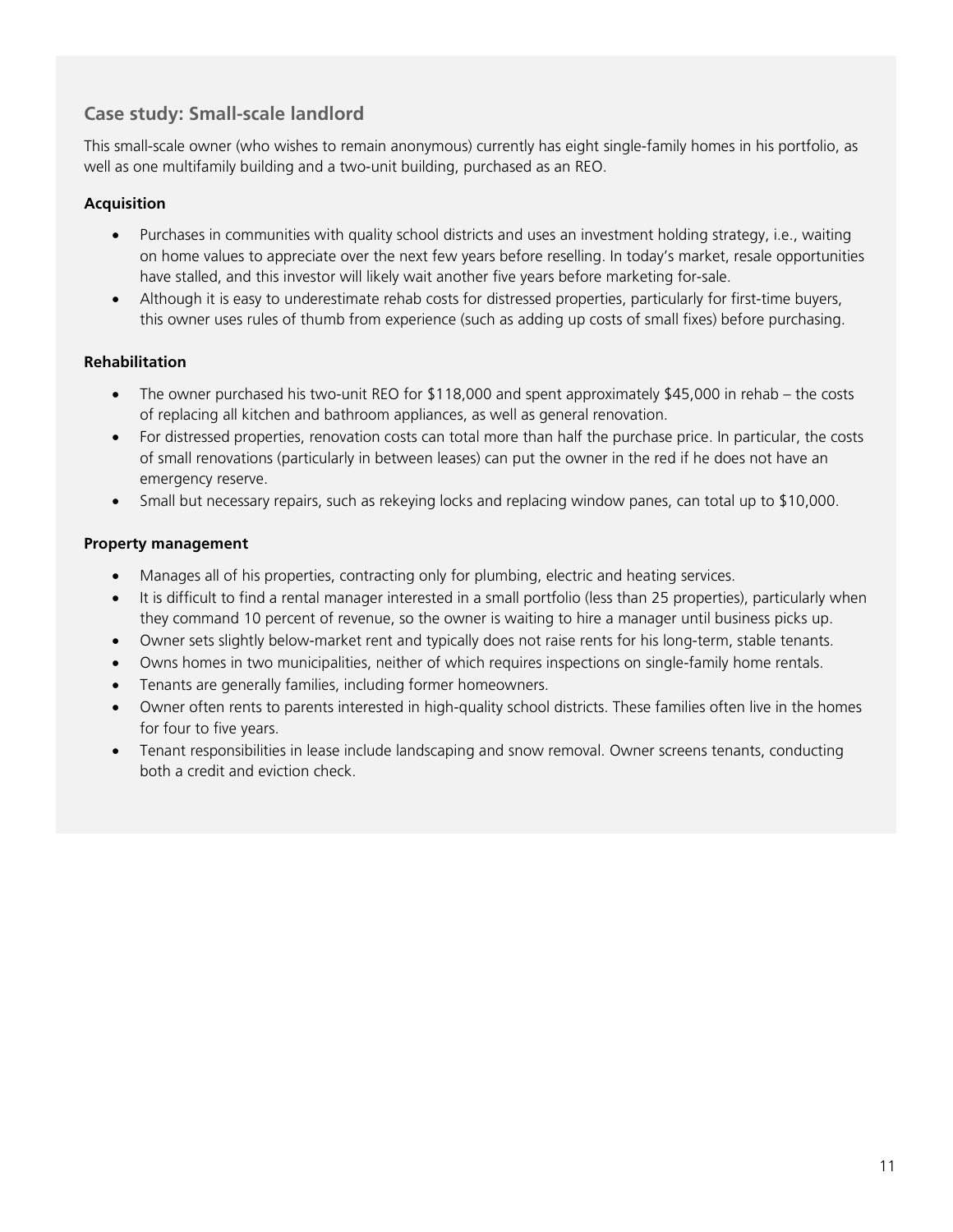## Case study: Small-scale landlord

This small-scale owner (who wishes to remain anonymous) currently has eight single-family homes in his portfolio, as well as one multifamily building and a two-unit building, purchased as an REO.

**Acquisition**

- Purchases in communities with quality school districts and uses an investment holding strategy, i.e., waiting on home values to appreciate over the next few years before reselling. In today's market, resale opportunities have stalled, and this investor will likely wait another five years before marketing for-sale.
- Although it is easy to underestimate rehab costs for distressed properties, particularly for first-time buyers, this owner uses rules of thumb from experience (such as adding up costs of small fixes) before purchasing.

**Rehabilitation**

- The owner purchased his two-unit REO for $118,000 and spent approximately $45,000 in rehab – the costs of replacing all kitchen and bathroom appliances, as well as general renovation.
- For distressed properties, renovation costs can total more than half the purchase price. In particular, the costs of small renovations (particularly in between leases) can put the owner in the red if he does not have an emergency reserve.
- Small but necessary repairs, such as rekeying locks and replacing window panes, can total up to $10,000.

**Property management**

- Manages all of his properties, contracting only for plumbing, electric and heating services.
- It is difficult to find a rental manager interested in a small portfolio (less than 25 properties), particularly when they command 10 percent of revenue, so the owner is waiting to hire a manager until business picks up.
- Owner sets slightly below-market rent and typically does not raise rents for his long-term, stable tenants.
- Owns homes in two municipalities, neither of which requires inspections on single-family home rentals.
- Tenants are generally families, including former homeowners.
- Owner often rents to parents interested in high-quality school districts. These families often live in the homes for four to five years.
- Tenant responsibilities in lease include landscaping and snow removal. Owner screens tenants, conducting both a credit and eviction check.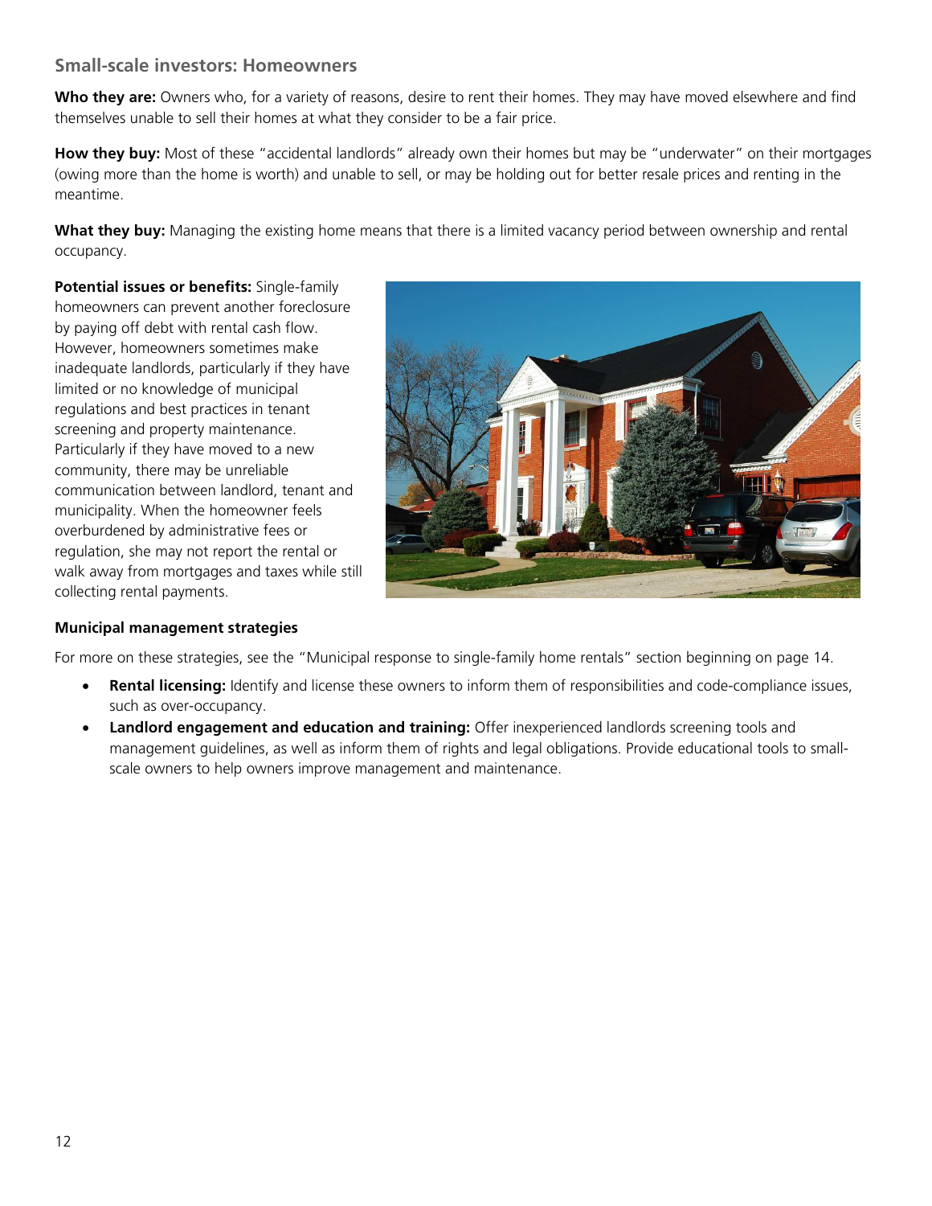## Small-scale investors: Homeowners

**Who they are:** Owners who, for a variety of reasons, desire to rent their homes. They may have moved elsewhere and find themselves unable to sell their homes at what they consider to be a fair price.

**How they buy:** Most of these "accidental landlords" already own their homes but may be "underwater" on their mortgages (owing more than the home is worth) and unable to sell, or may be holding out for better resale prices and renting in the meantime.

**What they buy:** Managing the existing home means that there is a limited vacancy period between ownership and rental occupancy.

**Potential issues or benefits:** Single-family homeowners can prevent another foreclosure by paying off debt with rental cash flow. However, homeowners sometimes make inadequate landlords, particularly if they have limited or no knowledge of municipal regulations and best practices in tenant screening and property maintenance. Particularly if they have moved to a new community, there may be unreliable communication between landlord, tenant and municipality. When the homeowner feels overburdened by administrative fees or regulation, she may not report the rental or walk away from mortgages and taxes while still collecting rental payments.

**Municipal management strategies**

For more on these strategies, see the "Municipal response to single-family home rentals" section beginning on page 14.

- **Rental licensing:** Identify and license these owners to inform them of responsibilities and code-compliance issues, such as over-occupancy.
- **Landlord engagement and education and training:** Offer inexperienced landlords screening tools and management guidelines, as well as inform them of rights and legal obligations. Provide educational tools to small-scale owners to help owners improve management and maintenance.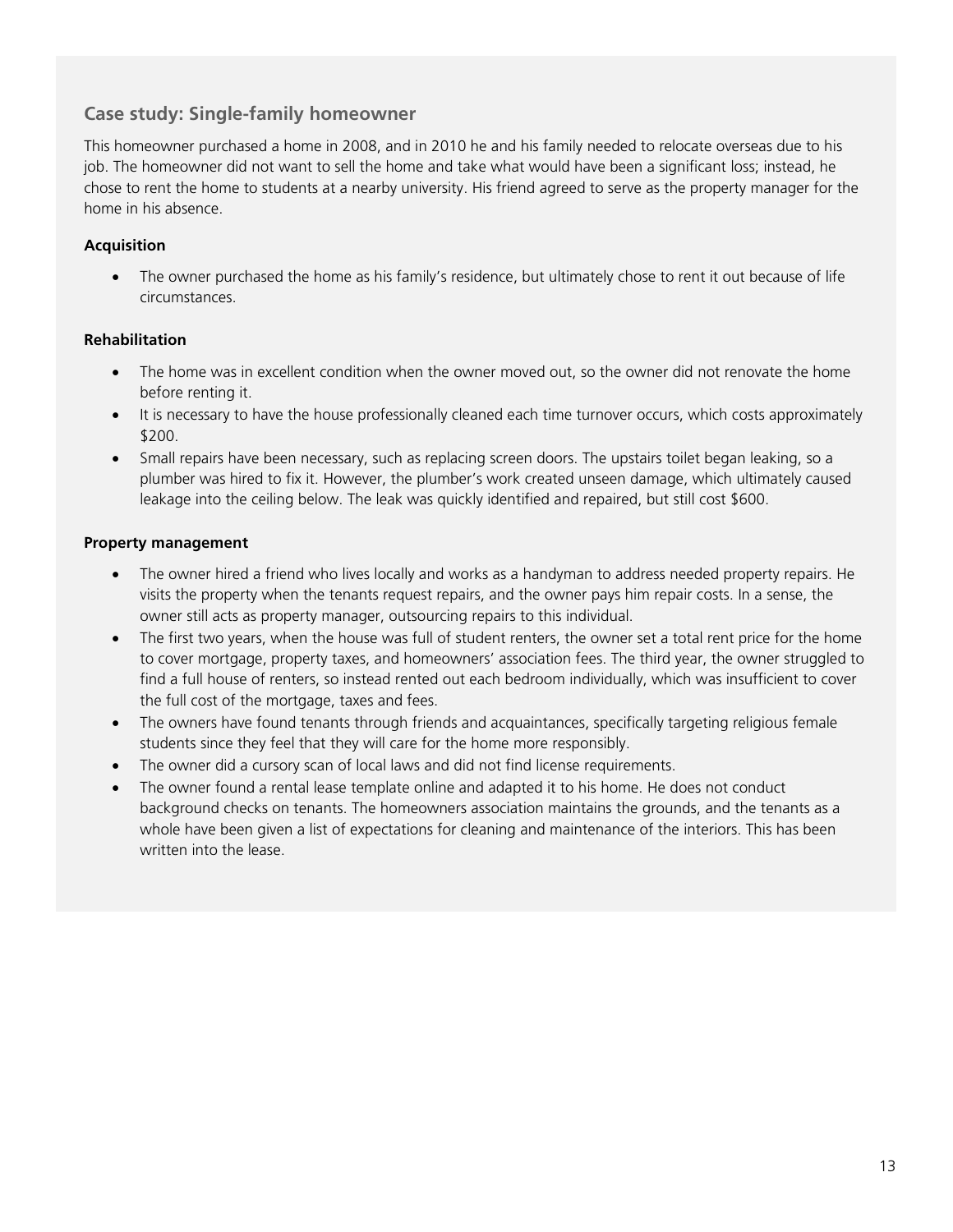## Case study: Single-family homeowner

This homeowner purchased a home in 2008, and in 2010 he and his family needed to relocate overseas due to his job. The homeowner did not want to sell the home and take what would have been a significant loss; instead, he chose to rent the home to students at a nearby university. His friend agreed to serve as the property manager for the home in his absence.

**Acquisition**

- The owner purchased the home as his family's residence, but ultimately chose to rent it out because of life circumstances.

**Rehabilitation**

- The home was in excellent condition when the owner moved out, so the owner did not renovate the home before renting it.
- It is necessary to have the house professionally cleaned each time turnover occurs, which costs approximately $200.
- Small repairs have been necessary, such as replacing screen doors. The upstairs toilet began leaking, so a plumber was hired to fix it. However, the plumber's work created unseen damage, which ultimately caused leakage into the ceiling below. The leak was quickly identified and repaired, but still cost $600.

**Property management**

- The owner hired a friend who lives locally and works as a handyman to address needed property repairs. He visits the property when the tenants request repairs, and the owner pays him repair costs. In a sense, the owner still acts as property manager, outsourcing repairs to this individual.
- The first two years, when the house was full of student renters, the owner set a total rent price for the home to cover mortgage, property taxes, and homeowners' association fees. The third year, the owner struggled to find a full house of renters, so instead rented out each bedroom individually, which was insufficient to cover the full cost of the mortgage, taxes and fees.
- The owners have found tenants through friends and acquaintances, specifically targeting religious female students since they feel that they will care for the home more responsibly.
- The owner did a cursory scan of local laws and did not find license requirements.
- The owner found a rental lease template online and adapted it to his home. He does not conduct background checks on tenants. The homeowners association maintains the grounds, and the tenants as a whole have been given a list of expectations for cleaning and maintenance of the interiors. This has been written into the lease.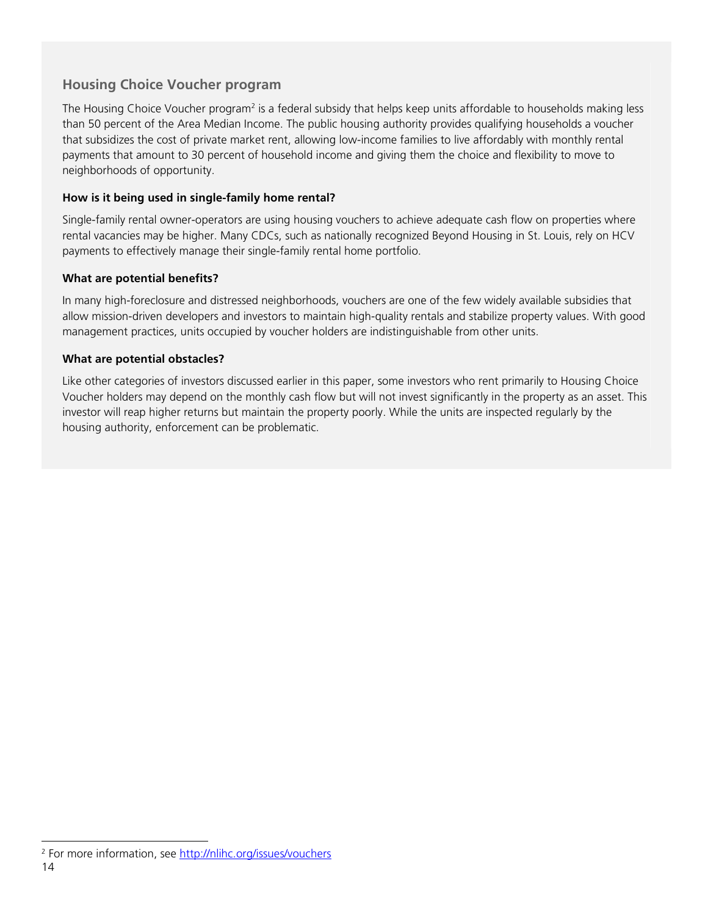## Housing Choice Voucher program

The Housing Choice Voucher program[2] is a federal subsidy that helps keep units affordable to households making less than 50 percent of the Area Median Income. The public housing authority provides qualifying households a voucher that subsidizes the cost of private market rent, allowing low-income families to live affordably with monthly rental payments that amount to 30 percent of household income and giving them the choice and flexibility to move to neighborhoods of opportunity.

**How is it being used in single-family home rental?**

Single-family rental owner-operators are using housing vouchers to achieve adequate cash flow on properties where rental vacancies may be higher. Many CDCs, such as nationally recognized Beyond Housing in St. Louis, rely on HCV payments to effectively manage their single-family rental home portfolio.

**What are potential benefits?**

In many high-foreclosure and distressed neighborhoods, vouchers are one of the few widely available subsidies that allow mission-driven developers and investors to maintain high-quality rentals and stabilize property values. With good management practices, units occupied by voucher holders are indistinguishable from other units.

**What are potential obstacles?**

Like other categories of investors discussed earlier in this paper, some investors who rent primarily to Housing Choice Voucher holders may depend on the monthly cash flow but will not invest significantly in the property as an asset. This investor will reap higher returns but maintain the property poorly. While the units are inspected regularly by the housing authority, enforcement can be problematic.

---

[2] For more information, see http://nlihc.org/issues/vouchers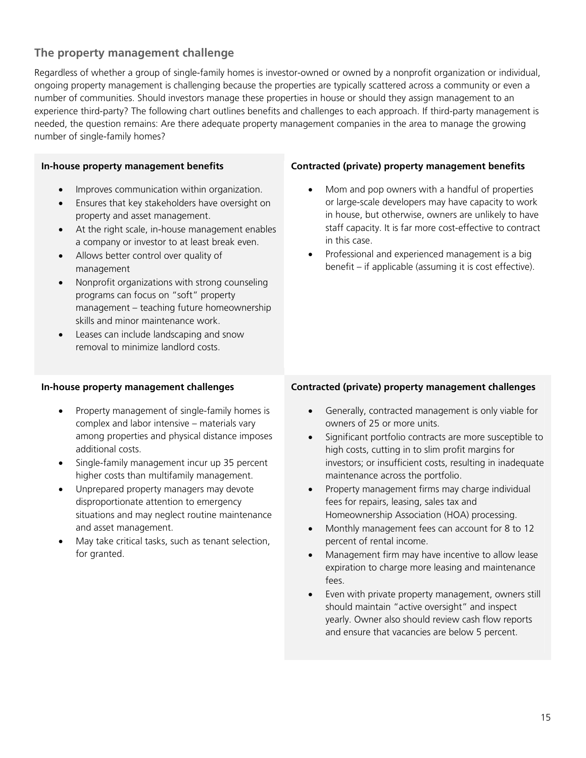## The property management challenge

Regardless of whether a group of single-family homes is investor-owned or owned by a nonprofit organization or individual, ongoing property management is challenging because the properties are typically scattered across a community or even a number of communities. Should investors manage these properties in house or should they assign management to an experience third-party? The following chart outlines benefits and challenges to each approach. If third-party management is needed, the question remains: Are there adequate property management companies in the area to manage the growing number of single-family homes?

**In-house property management benefits**

- Improves communication within organization.
- Ensures that key stakeholders have oversight on property and asset management.
- At the right scale, in-house management enables a company or investor to at least break even.
- Allows better control over quality of management
- Nonprofit organizations with strong counseling programs can focus on "soft" property management – teaching future homeownership skills and minor maintenance work.
- Leases can include landscaping and snow removal to minimize landlord costs.

**Contracted (private) property management benefits**

- Mom and pop owners with a handful of properties or large-scale developers may have capacity to work in house, but otherwise, owners are unlikely to have staff capacity. It is far more cost-effective to contract in this case.
- Professional and experienced management is a big benefit – if applicable (assuming it is cost effective).

**In-house property management challenges**

- Property management of single-family homes is complex and labor intensive – materials vary among properties and physical distance imposes additional costs.
- Single-family management incur up 35 percent higher costs than multifamily management.
- Unprepared property managers may devote disproportionate attention to emergency situations and may neglect routine maintenance and asset management.
- May take critical tasks, such as tenant selection, for granted.

**Contracted (private) property management challenges**

- Generally, contracted management is only viable for owners of 25 or more units.
- Significant portfolio contracts are more susceptible to high costs, cutting in to slim profit margins for investors; or insufficient costs, resulting in inadequate maintenance across the portfolio.
- Property management firms may charge individual fees for repairs, leasing, sales tax and Homeownership Association (HOA) processing.
- Monthly management fees can account for 8 to 12 percent of rental income.
- Management firm may have incentive to allow lease expiration to charge more leasing and maintenance fees.
- Even with private property management, owners still should maintain "active oversight" and inspect yearly. Owner also should review cash flow reports and ensure that vacancies are below 5 percent.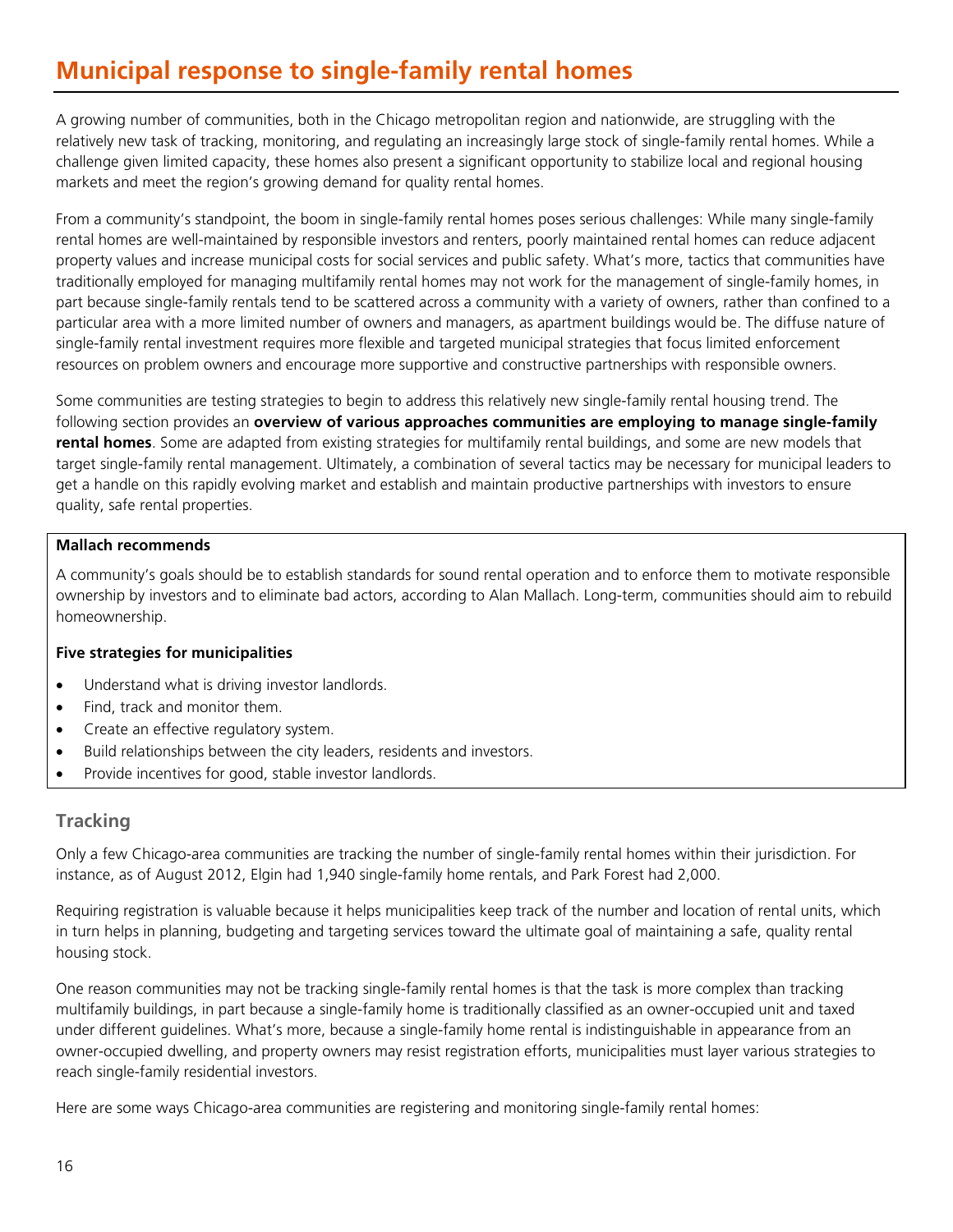# Municipal response to single-family rental homes

A growing number of communities, both in the Chicago metropolitan region and nationwide, are struggling with the relatively new task of tracking, monitoring, and regulating an increasingly large stock of single-family rental homes. While a challenge given limited capacity, these homes also present a significant opportunity to stabilize local and regional housing markets and meet the region's growing demand for quality rental homes.

From a community's standpoint, the boom in single-family rental homes poses serious challenges: While many single-family rental homes are well-maintained by responsible investors and renters, poorly maintained rental homes can reduce adjacent property values and increase municipal costs for social services and public safety. What's more, tactics that communities have traditionally employed for managing multifamily rental homes may not work for the management of single-family homes, in part because single-family rentals tend to be scattered across a community with a variety of owners, rather than confined to a particular area with a more limited number of owners and managers, as apartment buildings would be. The diffuse nature of single-family rental investment requires more flexible and targeted municipal strategies that focus limited enforcement resources on problem owners and encourage more supportive and constructive partnerships with responsible owners.

Some communities are testing strategies to begin to address this relatively new single-family rental housing trend. The following section provides an **overview of various approaches communities are employing to manage single-family rental homes**. Some are adapted from existing strategies for multifamily rental buildings, and some are new models that target single-family rental management. Ultimately, a combination of several tactics may be necessary for municipal leaders to get a handle on this rapidly evolving market and establish and maintain productive partnerships with investors to ensure quality, safe rental properties.

**Mallach recommends**

A community's goals should be to establish standards for sound rental operation and to enforce them to motivate responsible ownership by investors and to eliminate bad actors, according to Alan Mallach. Long-term, communities should aim to rebuild homeownership.

**Five strategies for municipalities**

- Understand what is driving investor landlords.
- Find, track and monitor them.
- Create an effective regulatory system.
- Build relationships between the city leaders, residents and investors.
- Provide incentives for good, stable investor landlords.

## Tracking

Only a few Chicago-area communities are tracking the number of single-family rental homes within their jurisdiction. For instance, as of August 2012, Elgin had 1,940 single-family home rentals, and Park Forest had 2,000.

Requiring registration is valuable because it helps municipalities keep track of the number and location of rental units, which in turn helps in planning, budgeting and targeting services toward the ultimate goal of maintaining a safe, quality rental housing stock.

One reason communities may not be tracking single-family rental homes is that the task is more complex than tracking multifamily buildings, in part because a single-family home is traditionally classified as an owner-occupied unit and taxed under different guidelines. What's more, because a single-family home rental is indistinguishable in appearance from an owner-occupied dwelling, and property owners may resist registration efforts, municipalities must layer various strategies to reach single-family residential investors.

Here are some ways Chicago-area communities are registering and monitoring single-family rental homes: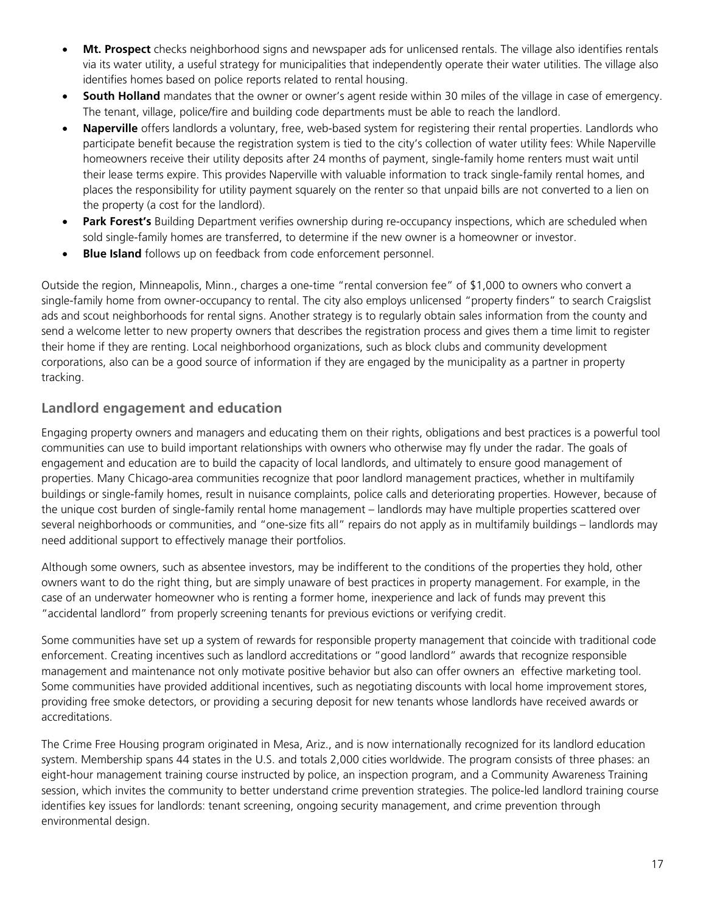- **Mt. Prospect** checks neighborhood signs and newspaper ads for unlicensed rentals. The village also identifies rentals via its water utility, a useful strategy for municipalities that independently operate their water utilities. The village also identifies homes based on police reports related to rental housing.
- **South Holland** mandates that the owner or owner's agent reside within 30 miles of the village in case of emergency. The tenant, village, police/fire and building code departments must be able to reach the landlord.
- **Naperville** offers landlords a voluntary, free, web-based system for registering their rental properties. Landlords who participate benefit because the registration system is tied to the city's collection of water utility fees: While Naperville homeowners receive their utility deposits after 24 months of payment, single-family home renters must wait until their lease terms expire. This provides Naperville with valuable information to track single-family rental homes, and places the responsibility for utility payment squarely on the renter so that unpaid bills are not converted to a lien on the property (a cost for the landlord).
- **Park Forest's** Building Department verifies ownership during re-occupancy inspections, which are scheduled when sold single-family homes are transferred, to determine if the new owner is a homeowner or investor.
- **Blue Island** follows up on feedback from code enforcement personnel.

Outside the region, Minneapolis, Minn., charges a one-time "rental conversion fee" of $1,000 to owners who convert a single-family home from owner-occupancy to rental. The city also employs unlicensed "property finders" to search Craigslist ads and scout neighborhoods for rental signs. Another strategy is to regularly obtain sales information from the county and send a welcome letter to new property owners that describes the registration process and gives them a time limit to register their home if they are renting. Local neighborhood organizations, such as block clubs and community development corporations, also can be a good source of information if they are engaged by the municipality as a partner in property tracking.

## Landlord engagement and education

Engaging property owners and managers and educating them on their rights, obligations and best practices is a powerful tool communities can use to build important relationships with owners who otherwise may fly under the radar. The goals of engagement and education are to build the capacity of local landlords, and ultimately to ensure good management of properties. Many Chicago-area communities recognize that poor landlord management practices, whether in multifamily buildings or single-family homes, result in nuisance complaints, police calls and deteriorating properties. However, because of the unique cost burden of single-family rental home management – landlords may have multiple properties scattered over several neighborhoods or communities, and "one-size fits all" repairs do not apply as in multifamily buildings – landlords may need additional support to effectively manage their portfolios.

Although some owners, such as absentee investors, may be indifferent to the conditions of the properties they hold, other owners want to do the right thing, but are simply unaware of best practices in property management. For example, in the case of an underwater homeowner who is renting a former home, inexperience and lack of funds may prevent this "accidental landlord" from properly screening tenants for previous evictions or verifying credit.

Some communities have set up a system of rewards for responsible property management that coincide with traditional code enforcement. Creating incentives such as landlord accreditations or "good landlord" awards that recognize responsible management and maintenance not only motivate positive behavior but also can offer owners an effective marketing tool. Some communities have provided additional incentives, such as negotiating discounts with local home improvement stores, providing free smoke detectors, or providing a securing deposit for new tenants whose landlords have received awards or accreditations.

The Crime Free Housing program originated in Mesa, Ariz., and is now internationally recognized for its landlord education system. Membership spans 44 states in the U.S. and totals 2,000 cities worldwide. The program consists of three phases: an eight-hour management training course instructed by police, an inspection program, and a Community Awareness Training session, which invites the community to better understand crime prevention strategies. The police-led landlord training course identifies key issues for landlords: tenant screening, ongoing security management, and crime prevention through environmental design.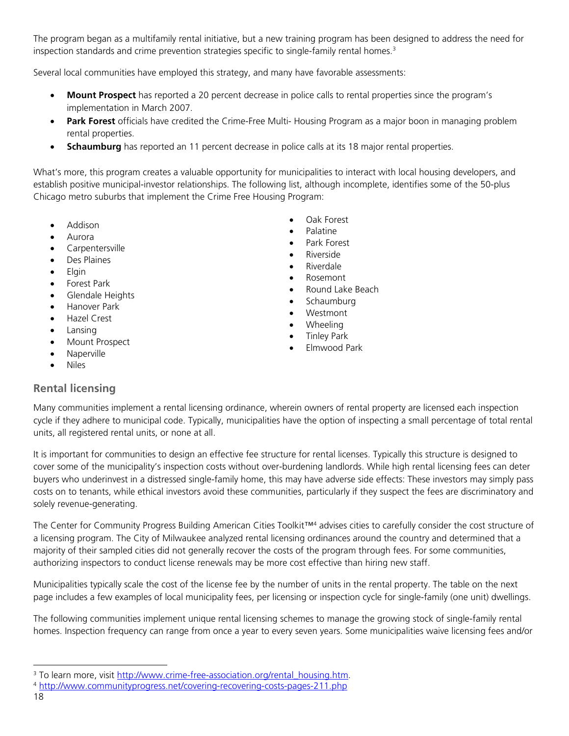The program began as a multifamily rental initiative, but a new training program has been designed to address the need for inspection standards and crime prevention strategies specific to single-family rental homes.[3]

Several local communities have employed this strategy, and many have favorable assessments:

- **Mount Prospect** has reported a 20 percent decrease in police calls to rental properties since the program's implementation in March 2007.
- **Park Forest** officials have credited the Crime-Free Multi- Housing Program as a major boon in managing problem rental properties.
- **Schaumburg** has reported an 11 percent decrease in police calls at its 18 major rental properties.

What's more, this program creates a valuable opportunity for municipalities to interact with local housing developers, and establish positive municipal-investor relationships. The following list, although incomplete, identifies some of the 50-plus Chicago metro suburbs that implement the Crime Free Housing Program:

- Addison
- Aurora
- Carpentersville
- Des Plaines
- Elgin
- Forest Park
- Glendale Heights
- Hanover Park
- Hazel Crest
- Lansing
- Mount Prospect
- Naperville
- Niles
- Oak Forest
- Palatine
- Park Forest
- Riverside
- Riverdale
- Rosemont
- Round Lake Beach
- Schaumburg
- Westmont
- Wheeling
- Tinley Park
- Elmwood Park

## Rental licensing

Many communities implement a rental licensing ordinance, wherein owners of rental property are licensed each inspection cycle if they adhere to municipal code. Typically, municipalities have the option of inspecting a small percentage of total rental units, all registered rental units, or none at all.

It is important for communities to design an effective fee structure for rental licenses. Typically this structure is designed to cover some of the municipality's inspection costs without over-burdening landlords. While high rental licensing fees can deter buyers who underinvest in a distressed single-family home, this may have adverse side effects: These investors may simply pass costs on to tenants, while ethical investors avoid these communities, particularly if they suspect the fees are discriminatory and solely revenue-generating.

The Center for Community Progress Building American Cities Toolkit™[4] advises cities to carefully consider the cost structure of a licensing program. The City of Milwaukee analyzed rental licensing ordinances around the country and determined that a majority of their sampled cities did not generally recover the costs of the program through fees. For some communities, authorizing inspectors to conduct license renewals may be more cost effective than hiring new staff.

Municipalities typically scale the cost of the license fee by the number of units in the rental property. The table on the next page includes a few examples of local municipality fees, per licensing or inspection cycle for single-family (one unit) dwellings.

The following communities implement unique rental licensing schemes to manage the growing stock of single-family rental homes. Inspection frequency can range from once a year to every seven years. Some municipalities waive licensing fees and/or

[3] To learn more, visit http://www.crime-free-association.org/rental_housing.htm.

[4] http://www.communityprogress.net/covering-recovering-costs-pages-211.php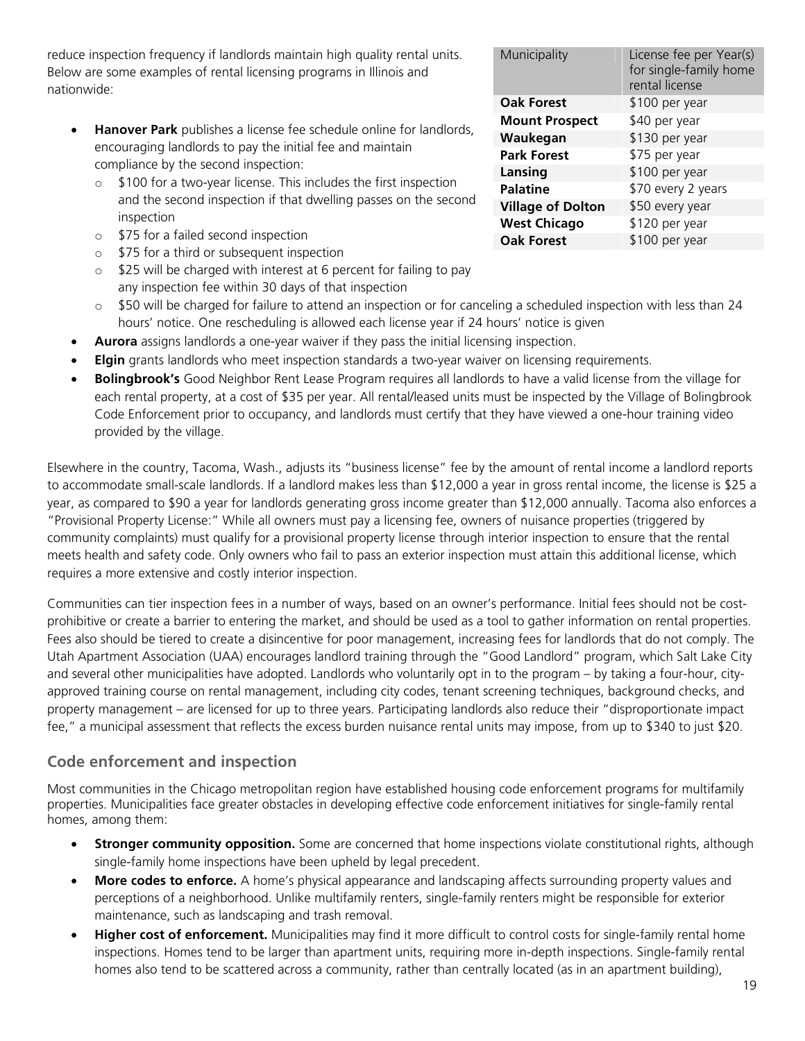reduce inspection frequency if landlords maintain high quality rental units. Below are some examples of rental licensing programs in Illinois and nationwide:

| Municipality | License fee per Year(s) for single-family home rental license |
|---|---|
| **Oak Forest** | $100 per year |
| **Mount Prospect** | $40 per year |
| **Waukegan** | $130 per year |
| **Park Forest** | $75 per year |
| **Lansing** | $100 per year |
| **Palatine** | $70 every 2 years |
| **Village of Dolton** | $50 every year |
| **West Chicago** | $120 per year |
| **Oak Forest** | $100 per year |

- **Hanover Park** publishes a license fee schedule online for landlords, encouraging landlords to pay the initial fee and maintain compliance by the second inspection:
  - $100 for a two-year license. This includes the first inspection and the second inspection if that dwelling passes on the second inspection
  - $75 for a failed second inspection
  - $75 for a third or subsequent inspection
  - $25 will be charged with interest at 6 percent for failing to pay any inspection fee within 30 days of that inspection
  - $50 will be charged for failure to attend an inspection or for canceling a scheduled inspection with less than 24 hours' notice. One rescheduling is allowed each license year if 24 hours' notice is given
- **Aurora** assigns landlords a one-year waiver if they pass the initial licensing inspection.
- **Elgin** grants landlords who meet inspection standards a two-year waiver on licensing requirements.
- **Bolingbrook's** Good Neighbor Rent Lease Program requires all landlords to have a valid license from the village for each rental property, at a cost of $35 per year. All rental/leased units must be inspected by the Village of Bolingbrook Code Enforcement prior to occupancy, and landlords must certify that they have viewed a one-hour training video provided by the village.

Elsewhere in the country, Tacoma, Wash., adjusts its "business license" fee by the amount of rental income a landlord reports to accommodate small-scale landlords. If a landlord makes less than $12,000 a year in gross rental income, the license is $25 a year, as compared to $90 a year for landlords generating gross income greater than $12,000 annually. Tacoma also enforces a "Provisional Property License:" While all owners must pay a licensing fee, owners of nuisance properties (triggered by community complaints) must qualify for a provisional property license through interior inspection to ensure that the rental meets health and safety code. Only owners who fail to pass an exterior inspection must attain this additional license, which requires a more extensive and costly interior inspection.

Communities can tier inspection fees in a number of ways, based on an owner's performance. Initial fees should not be cost-prohibitive or create a barrier to entering the market, and should be used as a tool to gather information on rental properties. Fees also should be tiered to create a disincentive for poor management, increasing fees for landlords that do not comply. The Utah Apartment Association (UAA) encourages landlord training through the "Good Landlord" program, which Salt Lake City and several other municipalities have adopted. Landlords who voluntarily opt in to the program – by taking a four-hour, city-approved training course on rental management, including city codes, tenant screening techniques, background checks, and property management – are licensed for up to three years. Participating landlords also reduce their "disproportionate impact fee," a municipal assessment that reflects the excess burden nuisance rental units may impose, from up to $340 to just $20.

## Code enforcement and inspection

Most communities in the Chicago metropolitan region have established housing code enforcement programs for multifamily properties. Municipalities face greater obstacles in developing effective code enforcement initiatives for single-family rental homes, among them:

- **Stronger community opposition.** Some are concerned that home inspections violate constitutional rights, although single-family home inspections have been upheld by legal precedent.
- **More codes to enforce.** A home's physical appearance and landscaping affects surrounding property values and perceptions of a neighborhood. Unlike multifamily renters, single-family renters might be responsible for exterior maintenance, such as landscaping and trash removal.
- **Higher cost of enforcement.** Municipalities may find it more difficult to control costs for single-family rental home inspections. Homes tend to be larger than apartment units, requiring more in-depth inspections. Single-family rental homes also tend to be scattered across a community, rather than centrally located (as in an apartment building),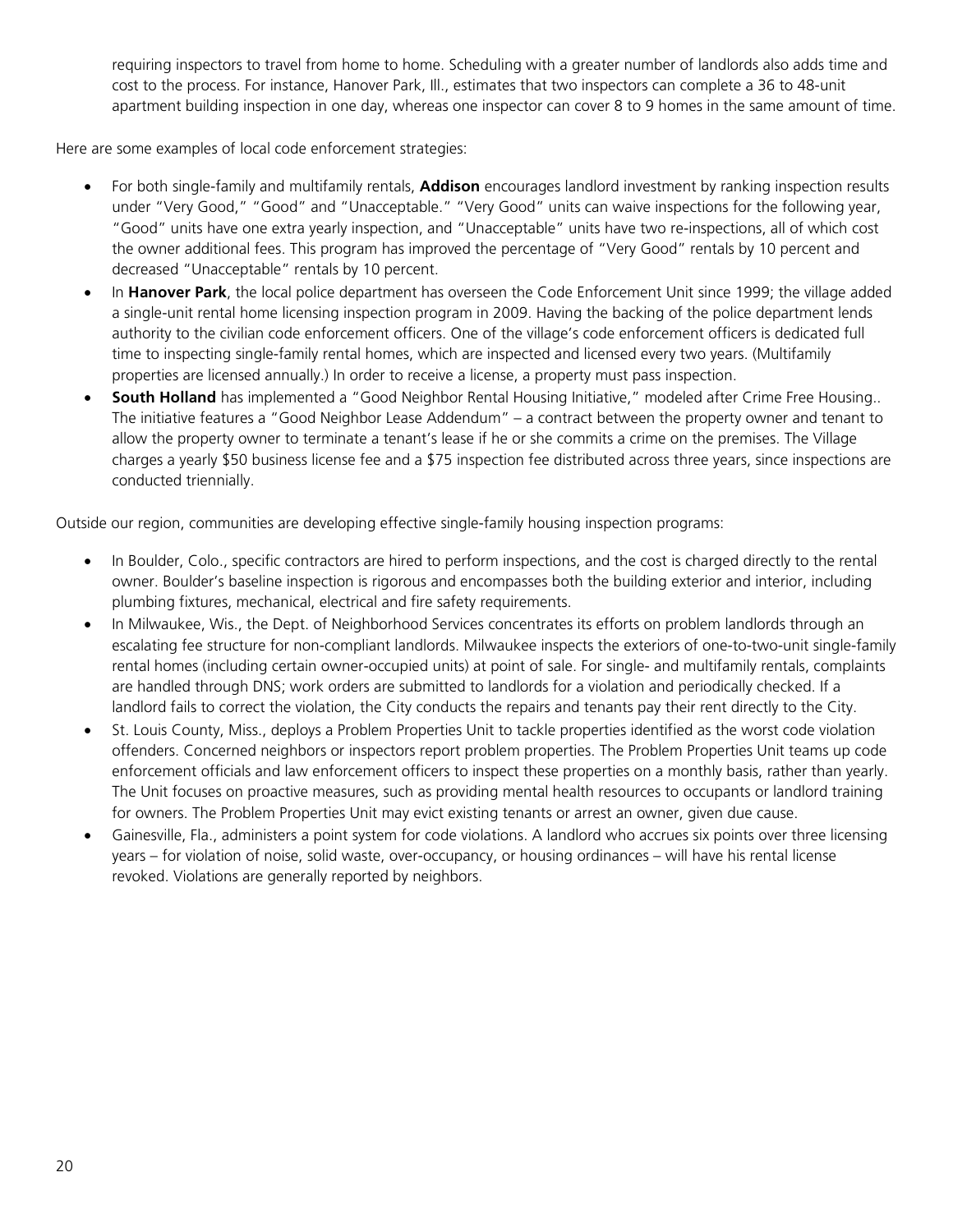requiring inspectors to travel from home to home. Scheduling with a greater number of landlords also adds time and cost to the process. For instance, Hanover Park, Ill., estimates that two inspectors can complete a 36 to 48-unit apartment building inspection in one day, whereas one inspector can cover 8 to 9 homes in the same amount of time.

Here are some examples of local code enforcement strategies:

- For both single-family and multifamily rentals, **Addison** encourages landlord investment by ranking inspection results under "Very Good," "Good" and "Unacceptable." "Very Good" units can waive inspections for the following year, "Good" units have one extra yearly inspection, and "Unacceptable" units have two re-inspections, all of which cost the owner additional fees. This program has improved the percentage of "Very Good" rentals by 10 percent and decreased "Unacceptable" rentals by 10 percent.
- In **Hanover Park**, the local police department has overseen the Code Enforcement Unit since 1999; the village added a single-unit rental home licensing inspection program in 2009. Having the backing of the police department lends authority to the civilian code enforcement officers. One of the village's code enforcement officers is dedicated full time to inspecting single-family rental homes, which are inspected and licensed every two years. (Multifamily properties are licensed annually.) In order to receive a license, a property must pass inspection.
- **South Holland** has implemented a "Good Neighbor Rental Housing Initiative," modeled after Crime Free Housing.. The initiative features a "Good Neighbor Lease Addendum" – a contract between the property owner and tenant to allow the property owner to terminate a tenant's lease if he or she commits a crime on the premises. The Village charges a yearly $50 business license fee and a $75 inspection fee distributed across three years, since inspections are conducted triennially.

Outside our region, communities are developing effective single-family housing inspection programs:

- In Boulder, Colo., specific contractors are hired to perform inspections, and the cost is charged directly to the rental owner. Boulder's baseline inspection is rigorous and encompasses both the building exterior and interior, including plumbing fixtures, mechanical, electrical and fire safety requirements.
- In Milwaukee, Wis., the Dept. of Neighborhood Services concentrates its efforts on problem landlords through an escalating fee structure for non-compliant landlords. Milwaukee inspects the exteriors of one-to-two-unit single-family rental homes (including certain owner-occupied units) at point of sale. For single- and multifamily rentals, complaints are handled through DNS; work orders are submitted to landlords for a violation and periodically checked. If a landlord fails to correct the violation, the City conducts the repairs and tenants pay their rent directly to the City.
- St. Louis County, Miss., deploys a Problem Properties Unit to tackle properties identified as the worst code violation offenders. Concerned neighbors or inspectors report problem properties. The Problem Properties Unit teams up code enforcement officials and law enforcement officers to inspect these properties on a monthly basis, rather than yearly. The Unit focuses on proactive measures, such as providing mental health resources to occupants or landlord training for owners. The Problem Properties Unit may evict existing tenants or arrest an owner, given due cause.
- Gainesville, Fla., administers a point system for code violations. A landlord who accrues six points over three licensing years – for violation of noise, solid waste, over-occupancy, or housing ordinances – will have his rental license revoked. Violations are generally reported by neighbors.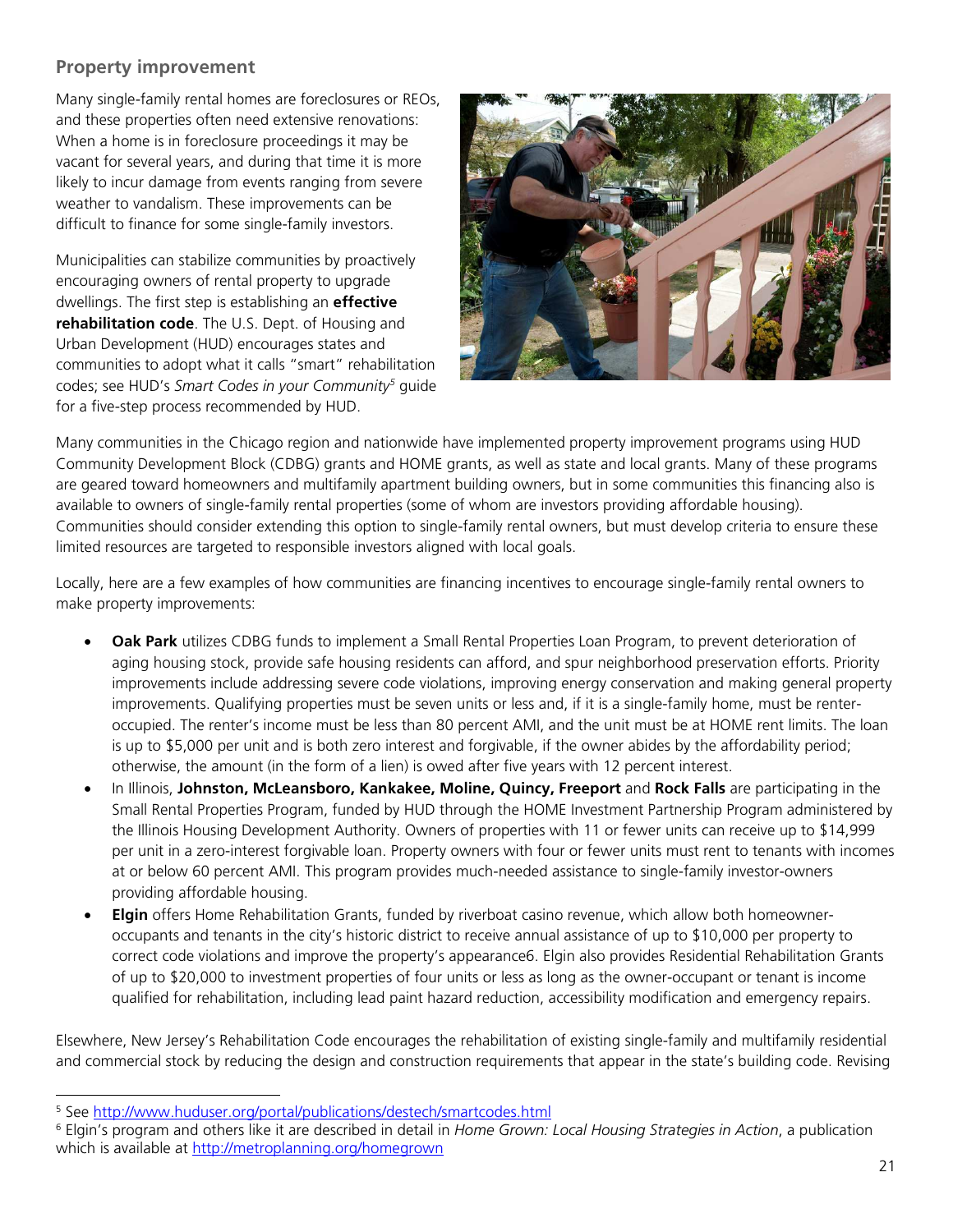## Property improvement

Many single-family rental homes are foreclosures or REOs, and these properties often need extensive renovations: When a home is in foreclosure proceedings it may be vacant for several years, and during that time it is more likely to incur damage from events ranging from severe weather to vandalism. These improvements can be difficult to finance for some single-family investors.

Municipalities can stabilize communities by proactively encouraging owners of rental property to upgrade dwellings. The first step is establishing an **effective rehabilitation code**. The U.S. Dept. of Housing and Urban Development (HUD) encourages states and communities to adopt what it calls "smart" rehabilitation codes; see HUD's *Smart Codes in your Community*[5] guide for a five-step process recommended by HUD.

Many communities in the Chicago region and nationwide have implemented property improvement programs using HUD Community Development Block (CDBG) grants and HOME grants, as well as state and local grants. Many of these programs are geared toward homeowners and multifamily apartment building owners, but in some communities this financing also is available to owners of single-family rental properties (some of whom are investors providing affordable housing). Communities should consider extending this option to single-family rental owners, but must develop criteria to ensure these limited resources are targeted to responsible investors aligned with local goals.

Locally, here are a few examples of how communities are financing incentives to encourage single-family rental owners to make property improvements:

- **Oak Park** utilizes CDBG funds to implement a Small Rental Properties Loan Program, to prevent deterioration of aging housing stock, provide safe housing residents can afford, and spur neighborhood preservation efforts. Priority improvements include addressing severe code violations, improving energy conservation and making general property improvements. Qualifying properties must be seven units or less and, if it is a single-family home, must be renter-occupied. The renter's income must be less than 80 percent AMI, and the unit must be at HOME rent limits. The loan is up to $5,000 per unit and is both zero interest and forgivable, if the owner abides by the affordability period; otherwise, the amount (in the form of a lien) is owed after five years with 12 percent interest.
- In Illinois, **Johnston, McLeansboro, Kankakee, Moline, Quincy, Freeport** and **Rock Falls** are participating in the Small Rental Properties Program, funded by HUD through the HOME Investment Partnership Program administered by the Illinois Housing Development Authority. Owners of properties with 11 or fewer units can receive up to $14,999 per unit in a zero-interest forgivable loan. Property owners with four or fewer units must rent to tenants with incomes at or below 60 percent AMI. This program provides much-needed assistance to single-family investor-owners providing affordable housing.
- **Elgin** offers Home Rehabilitation Grants, funded by riverboat casino revenue, which allow both homeowner-occupants and tenants in the city's historic district to receive annual assistance of up to $10,000 per property to correct code violations and improve the property's appearance6. Elgin also provides Residential Rehabilitation Grants of up to $20,000 to investment properties of four units or less as long as the owner-occupant or tenant is income qualified for rehabilitation, including lead paint hazard reduction, accessibility modification and emergency repairs.

Elsewhere, New Jersey's Rehabilitation Code encourages the rehabilitation of existing single-family and multifamily residential and commercial stock by reducing the design and construction requirements that appear in the state's building code. Revising

---

[5] See http://www.huduser.org/portal/publications/destech/smartcodes.html

[6] Elgin's program and others like it are described in detail in *Home Grown: Local Housing Strategies in Action*, a publication which is available at http://metroplanning.org/homegrown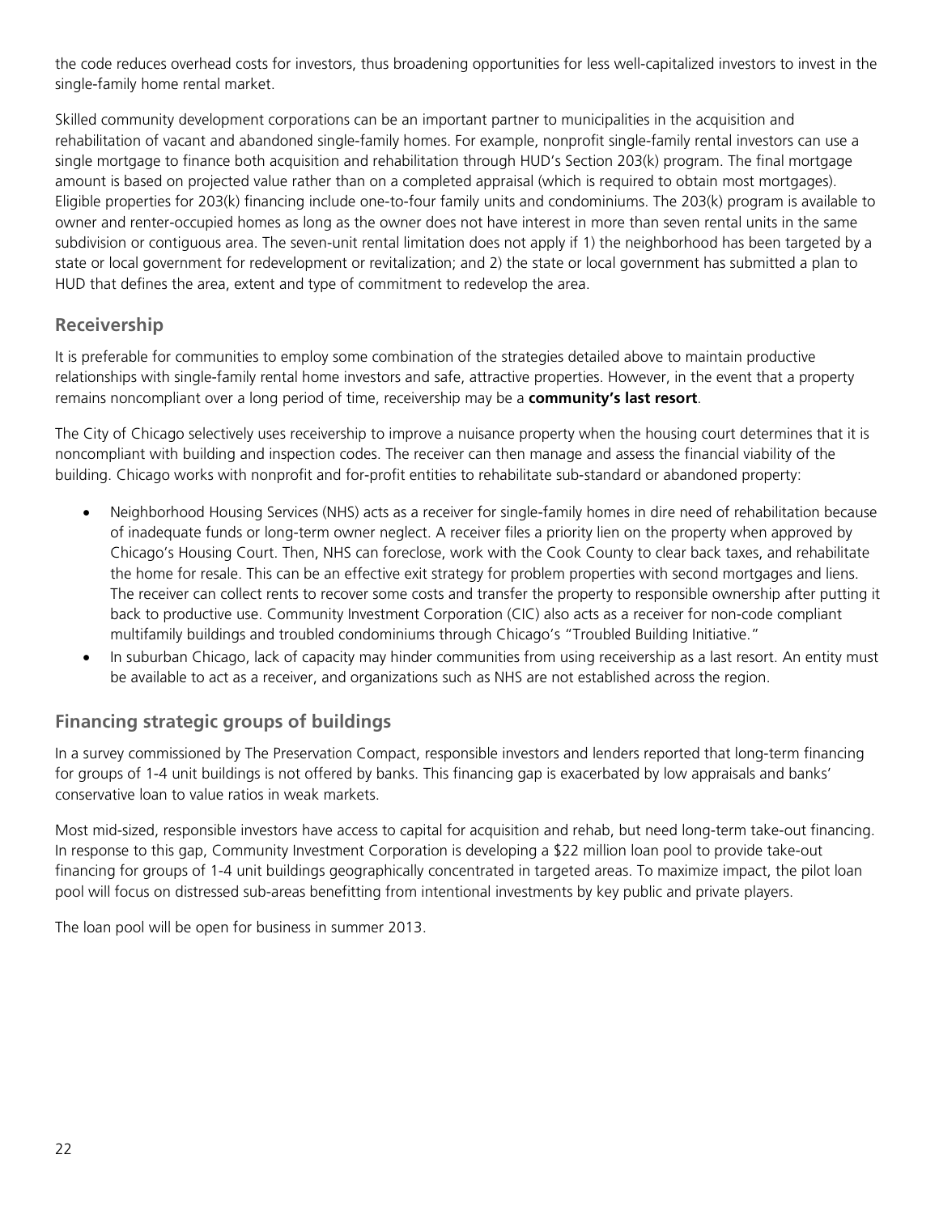the code reduces overhead costs for investors, thus broadening opportunities for less well-capitalized investors to invest in the single-family home rental market.

Skilled community development corporations can be an important partner to municipalities in the acquisition and rehabilitation of vacant and abandoned single-family homes. For example, nonprofit single-family rental investors can use a single mortgage to finance both acquisition and rehabilitation through HUD's Section 203(k) program. The final mortgage amount is based on projected value rather than on a completed appraisal (which is required to obtain most mortgages). Eligible properties for 203(k) financing include one-to-four family units and condominiums. The 203(k) program is available to owner and renter-occupied homes as long as the owner does not have interest in more than seven rental units in the same subdivision or contiguous area. The seven-unit rental limitation does not apply if 1) the neighborhood has been targeted by a state or local government for redevelopment or revitalization; and 2) the state or local government has submitted a plan to HUD that defines the area, extent and type of commitment to redevelop the area.

## Receivership

It is preferable for communities to employ some combination of the strategies detailed above to maintain productive relationships with single-family rental home investors and safe, attractive properties. However, in the event that a property remains noncompliant over a long period of time, receivership may be a **community's last resort**.

The City of Chicago selectively uses receivership to improve a nuisance property when the housing court determines that it is noncompliant with building and inspection codes. The receiver can then manage and assess the financial viability of the building. Chicago works with nonprofit and for-profit entities to rehabilitate sub-standard or abandoned property:

- Neighborhood Housing Services (NHS) acts as a receiver for single-family homes in dire need of rehabilitation because of inadequate funds or long-term owner neglect. A receiver files a priority lien on the property when approved by Chicago's Housing Court. Then, NHS can foreclose, work with the Cook County to clear back taxes, and rehabilitate the home for resale. This can be an effective exit strategy for problem properties with second mortgages and liens. The receiver can collect rents to recover some costs and transfer the property to responsible ownership after putting it back to productive use. Community Investment Corporation (CIC) also acts as a receiver for non-code compliant multifamily buildings and troubled condominiums through Chicago's "Troubled Building Initiative."
- In suburban Chicago, lack of capacity may hinder communities from using receivership as a last resort. An entity must be available to act as a receiver, and organizations such as NHS are not established across the region.

## Financing strategic groups of buildings

In a survey commissioned by The Preservation Compact, responsible investors and lenders reported that long-term financing for groups of 1-4 unit buildings is not offered by banks. This financing gap is exacerbated by low appraisals and banks' conservative loan to value ratios in weak markets.

Most mid-sized, responsible investors have access to capital for acquisition and rehab, but need long-term take-out financing. In response to this gap, Community Investment Corporation is developing a $22 million loan pool to provide take-out financing for groups of 1-4 unit buildings geographically concentrated in targeted areas. To maximize impact, the pilot loan pool will focus on distressed sub-areas benefitting from intentional investments by key public and private players.

The loan pool will be open for business in summer 2013.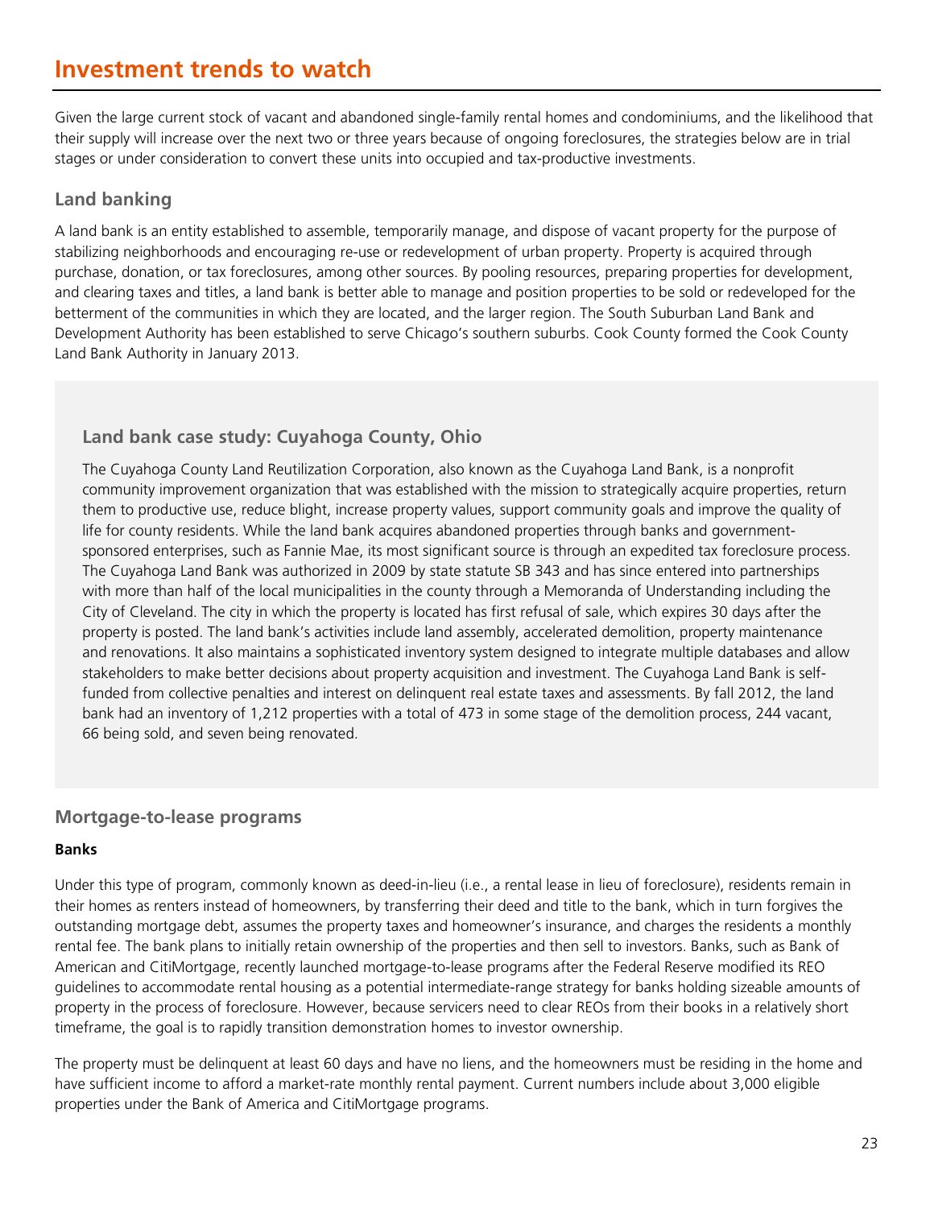# Investment trends to watch

Given the large current stock of vacant and abandoned single-family rental homes and condominiums, and the likelihood that their supply will increase over the next two or three years because of ongoing foreclosures, the strategies below are in trial stages or under consideration to convert these units into occupied and tax-productive investments.

## Land banking

A land bank is an entity established to assemble, temporarily manage, and dispose of vacant property for the purpose of stabilizing neighborhoods and encouraging re-use or redevelopment of urban property. Property is acquired through purchase, donation, or tax foreclosures, among other sources. By pooling resources, preparing properties for development, and clearing taxes and titles, a land bank is better able to manage and position properties to be sold or redeveloped for the betterment of the communities in which they are located, and the larger region. The South Suburban Land Bank and Development Authority has been established to serve Chicago's southern suburbs. Cook County formed the Cook County Land Bank Authority in January 2013.

### Land bank case study: Cuyahoga County, Ohio

The Cuyahoga County Land Reutilization Corporation, also known as the Cuyahoga Land Bank, is a nonprofit community improvement organization that was established with the mission to strategically acquire properties, return them to productive use, reduce blight, increase property values, support community goals and improve the quality of life for county residents. While the land bank acquires abandoned properties through banks and government-sponsored enterprises, such as Fannie Mae, its most significant source is through an expedited tax foreclosure process. The Cuyahoga Land Bank was authorized in 2009 by state statute SB 343 and has since entered into partnerships with more than half of the local municipalities in the county through a Memoranda of Understanding including the City of Cleveland. The city in which the property is located has first refusal of sale, which expires 30 days after the property is posted. The land bank's activities include land assembly, accelerated demolition, property maintenance and renovations. It also maintains a sophisticated inventory system designed to integrate multiple databases and allow stakeholders to make better decisions about property acquisition and investment. The Cuyahoga Land Bank is self-funded from collective penalties and interest on delinquent real estate taxes and assessments. By fall 2012, the land bank had an inventory of 1,212 properties with a total of 473 in some stage of the demolition process, 244 vacant, 66 being sold, and seven being renovated.

## Mortgage-to-lease programs

**Banks**

Under this type of program, commonly known as deed-in-lieu (i.e., a rental lease in lieu of foreclosure), residents remain in their homes as renters instead of homeowners, by transferring their deed and title to the bank, which in turn forgives the outstanding mortgage debt, assumes the property taxes and homeowner's insurance, and charges the residents a monthly rental fee. The bank plans to initially retain ownership of the properties and then sell to investors. Banks, such as Bank of American and CitiMortgage, recently launched mortgage-to-lease programs after the Federal Reserve modified its REO guidelines to accommodate rental housing as a potential intermediate-range strategy for banks holding sizeable amounts of property in the process of foreclosure. However, because servicers need to clear REOs from their books in a relatively short timeframe, the goal is to rapidly transition demonstration homes to investor ownership.

The property must be delinquent at least 60 days and have no liens, and the homeowners must be residing in the home and have sufficient income to afford a market-rate monthly rental payment. Current numbers include about 3,000 eligible properties under the Bank of America and CitiMortgage programs.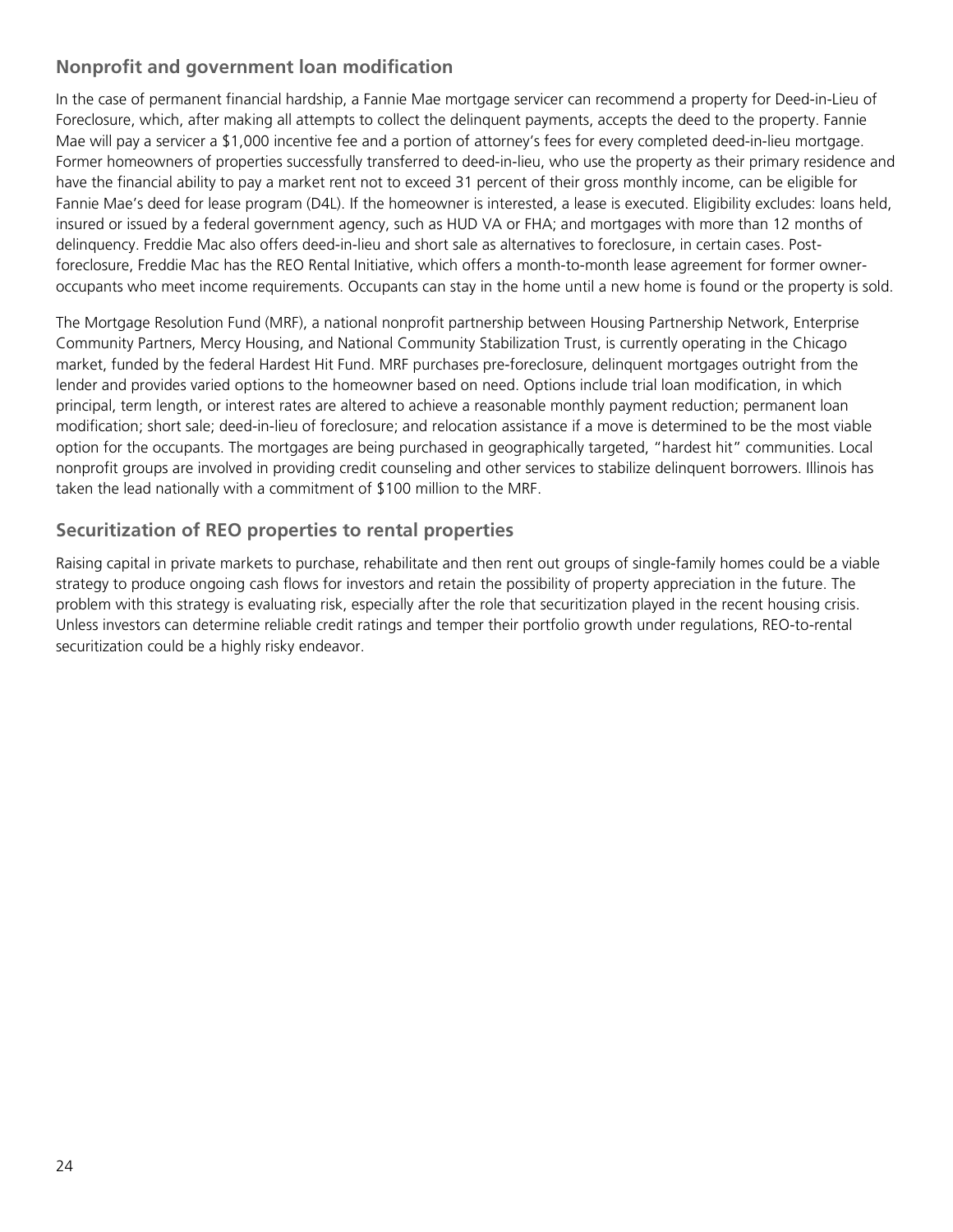## Nonprofit and government loan modification

In the case of permanent financial hardship, a Fannie Mae mortgage servicer can recommend a property for Deed-in-Lieu of Foreclosure, which, after making all attempts to collect the delinquent payments, accepts the deed to the property. Fannie Mae will pay a servicer a $1,000 incentive fee and a portion of attorney's fees for every completed deed-in-lieu mortgage. Former homeowners of properties successfully transferred to deed-in-lieu, who use the property as their primary residence and have the financial ability to pay a market rent not to exceed 31 percent of their gross monthly income, can be eligible for Fannie Mae's deed for lease program (D4L). If the homeowner is interested, a lease is executed. Eligibility excludes: loans held, insured or issued by a federal government agency, such as HUD VA or FHA; and mortgages with more than 12 months of delinquency. Freddie Mac also offers deed-in-lieu and short sale as alternatives to foreclosure, in certain cases. Post-foreclosure, Freddie Mac has the REO Rental Initiative, which offers a month-to-month lease agreement for former owner-occupants who meet income requirements. Occupants can stay in the home until a new home is found or the property is sold.

The Mortgage Resolution Fund (MRF), a national nonprofit partnership between Housing Partnership Network, Enterprise Community Partners, Mercy Housing, and National Community Stabilization Trust, is currently operating in the Chicago market, funded by the federal Hardest Hit Fund. MRF purchases pre-foreclosure, delinquent mortgages outright from the lender and provides varied options to the homeowner based on need. Options include trial loan modification, in which principal, term length, or interest rates are altered to achieve a reasonable monthly payment reduction; permanent loan modification; short sale; deed-in-lieu of foreclosure; and relocation assistance if a move is determined to be the most viable option for the occupants. The mortgages are being purchased in geographically targeted, "hardest hit" communities. Local nonprofit groups are involved in providing credit counseling and other services to stabilize delinquent borrowers. Illinois has taken the lead nationally with a commitment of $100 million to the MRF.

## Securitization of REO properties to rental properties

Raising capital in private markets to purchase, rehabilitate and then rent out groups of single-family homes could be a viable strategy to produce ongoing cash flows for investors and retain the possibility of property appreciation in the future. The problem with this strategy is evaluating risk, especially after the role that securitization played in the recent housing crisis. Unless investors can determine reliable credit ratings and temper their portfolio growth under regulations, REO-to-rental securitization could be a highly risky endeavor.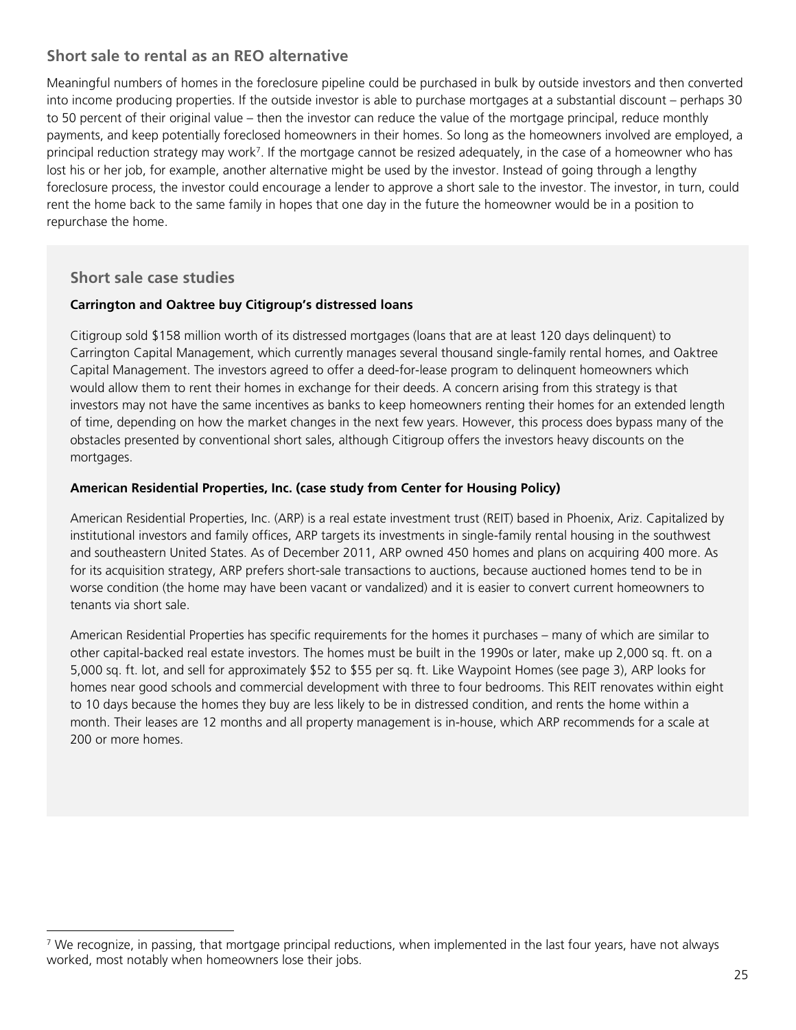## Short sale to rental as an REO alternative

Meaningful numbers of homes in the foreclosure pipeline could be purchased in bulk by outside investors and then converted into income producing properties. If the outside investor is able to purchase mortgages at a substantial discount – perhaps 30 to 50 percent of their original value – then the investor can reduce the value of the mortgage principal, reduce monthly payments, and keep potentially foreclosed homeowners in their homes. So long as the homeowners involved are employed, a principal reduction strategy may work[7]. If the mortgage cannot be resized adequately, in the case of a homeowner who has lost his or her job, for example, another alternative might be used by the investor. Instead of going through a lengthy foreclosure process, the investor could encourage a lender to approve a short sale to the investor. The investor, in turn, could rent the home back to the same family in hopes that one day in the future the homeowner would be in a position to repurchase the home.

### Short sale case studies

**Carrington and Oaktree buy Citigroup's distressed loans**

Citigroup sold $158 million worth of its distressed mortgages (loans that are at least 120 days delinquent) to Carrington Capital Management, which currently manages several thousand single-family rental homes, and Oaktree Capital Management. The investors agreed to offer a deed-for-lease program to delinquent homeowners which would allow them to rent their homes in exchange for their deeds. A concern arising from this strategy is that investors may not have the same incentives as banks to keep homeowners renting their homes for an extended length of time, depending on how the market changes in the next few years. However, this process does bypass many of the obstacles presented by conventional short sales, although Citigroup offers the investors heavy discounts on the mortgages.

**American Residential Properties, Inc. (case study from Center for Housing Policy)**

American Residential Properties, Inc. (ARP) is a real estate investment trust (REIT) based in Phoenix, Ariz. Capitalized by institutional investors and family offices, ARP targets its investments in single-family rental housing in the southwest and southeastern United States. As of December 2011, ARP owned 450 homes and plans on acquiring 400 more. As for its acquisition strategy, ARP prefers short-sale transactions to auctions, because auctioned homes tend to be in worse condition (the home may have been vacant or vandalized) and it is easier to convert current homeowners to tenants via short sale.

American Residential Properties has specific requirements for the homes it purchases – many of which are similar to other capital-backed real estate investors. The homes must be built in the 1990s or later, make up 2,000 sq. ft. on a 5,000 sq. ft. lot, and sell for approximately $52 to $55 per sq. ft. Like Waypoint Homes (see page 3), ARP looks for homes near good schools and commercial development with three to four bedrooms. This REIT renovates within eight to 10 days because the homes they buy are less likely to be in distressed condition, and rents the home within a month. Their leases are 12 months and all property management is in-house, which ARP recommends for a scale at 200 or more homes.

---

[7] We recognize, in passing, that mortgage principal reductions, when implemented in the last four years, have not always worked, most notably when homeowners lose their jobs.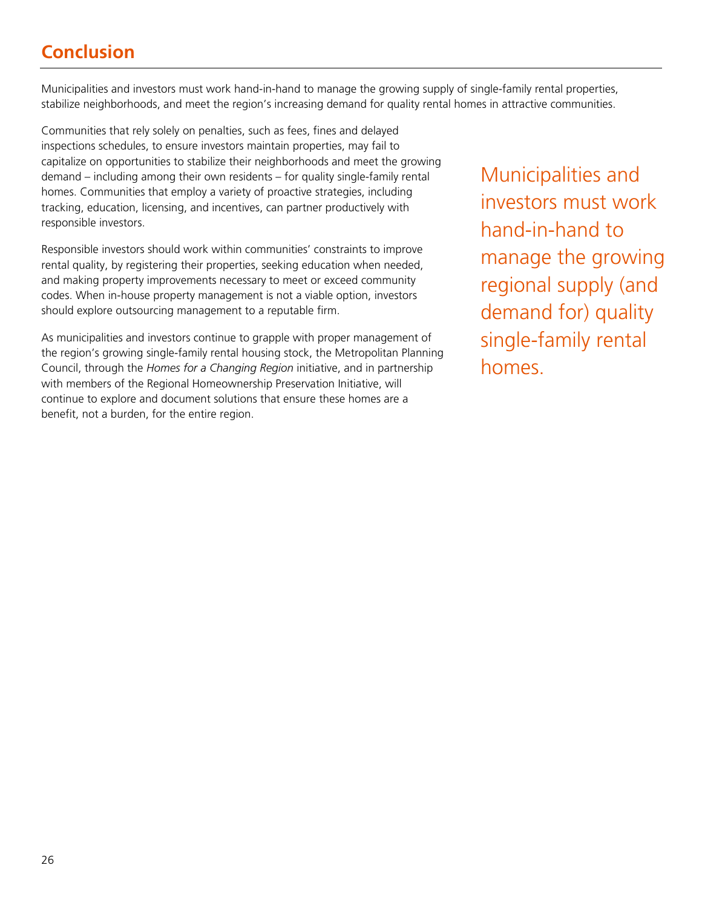## Conclusion

Municipalities and investors must work hand-in-hand to manage the growing supply of single-family rental properties, stabilize neighborhoods, and meet the region's increasing demand for quality rental homes in attractive communities.

Communities that rely solely on penalties, such as fees, fines and delayed inspections schedules, to ensure investors maintain properties, may fail to capitalize on opportunities to stabilize their neighborhoods and meet the growing demand – including among their own residents – for quality single-family rental homes. Communities that employ a variety of proactive strategies, including tracking, education, licensing, and incentives, can partner productively with responsible investors.

Responsible investors should work within communities' constraints to improve rental quality, by registering their properties, seeking education when needed, and making property improvements necessary to meet or exceed community codes. When in-house property management is not a viable option, investors should explore outsourcing management to a reputable firm.

As municipalities and investors continue to grapple with proper management of the region's growing single-family rental housing stock, the Metropolitan Planning Council, through the *Homes for a Changing Region* initiative, and in partnership with members of the Regional Homeownership Preservation Initiative, will continue to explore and document solutions that ensure these homes are a benefit, not a burden, for the entire region.

> Municipalities and investors must work hand-in-hand to manage the growing regional supply (and demand for) quality single-family rental homes.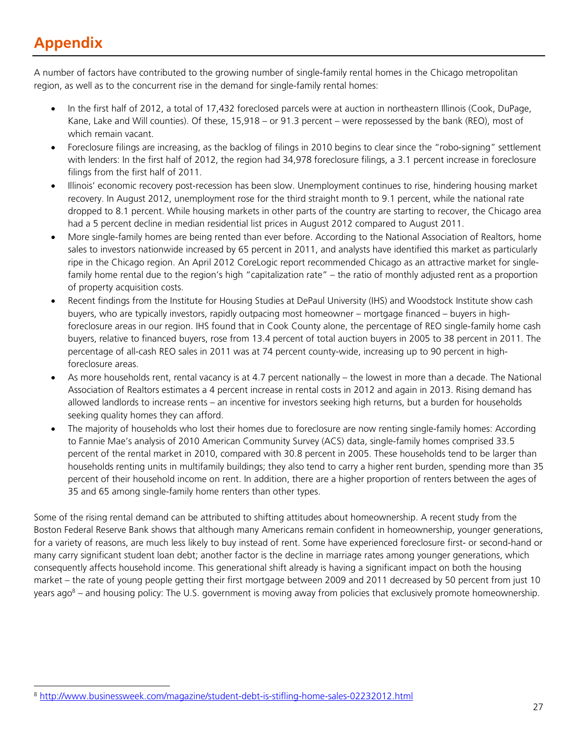# Appendix

A number of factors have contributed to the growing number of single-family rental homes in the Chicago metropolitan region, as well as to the concurrent rise in the demand for single-family rental homes:

- In the first half of 2012, a total of 17,432 foreclosed parcels were at auction in northeastern Illinois (Cook, DuPage, Kane, Lake and Will counties). Of these, 15,918 – or 91.3 percent – were repossessed by the bank (REO), most of which remain vacant.
- Foreclosure filings are increasing, as the backlog of filings in 2010 begins to clear since the "robo-signing" settlement with lenders: In the first half of 2012, the region had 34,978 foreclosure filings, a 3.1 percent increase in foreclosure filings from the first half of 2011.
- Illinois' economic recovery post-recession has been slow. Unemployment continues to rise, hindering housing market recovery. In August 2012, unemployment rose for the third straight month to 9.1 percent, while the national rate dropped to 8.1 percent. While housing markets in other parts of the country are starting to recover, the Chicago area had a 5 percent decline in median residential list prices in August 2012 compared to August 2011.
- More single-family homes are being rented than ever before. According to the National Association of Realtors, home sales to investors nationwide increased by 65 percent in 2011, and analysts have identified this market as particularly ripe in the Chicago region. An April 2012 CoreLogic report recommended Chicago as an attractive market for single-family home rental due to the region's high "capitalization rate" – the ratio of monthly adjusted rent as a proportion of property acquisition costs.
- Recent findings from the Institute for Housing Studies at DePaul University (IHS) and Woodstock Institute show cash buyers, who are typically investors, rapidly outpacing most homeowner – mortgage financed – buyers in high-foreclosure areas in our region. IHS found that in Cook County alone, the percentage of REO single-family home cash buyers, relative to financed buyers, rose from 13.4 percent of total auction buyers in 2005 to 38 percent in 2011. The percentage of all-cash REO sales in 2011 was at 74 percent county-wide, increasing up to 90 percent in high-foreclosure areas.
- As more households rent, rental vacancy is at 4.7 percent nationally – the lowest in more than a decade. The National Association of Realtors estimates a 4 percent increase in rental costs in 2012 and again in 2013. Rising demand has allowed landlords to increase rents – an incentive for investors seeking high returns, but a burden for households seeking quality homes they can afford.
- The majority of households who lost their homes due to foreclosure are now renting single-family homes: According to Fannie Mae's analysis of 2010 American Community Survey (ACS) data, single-family homes comprised 33.5 percent of the rental market in 2010, compared with 30.8 percent in 2005. These households tend to be larger than households renting units in multifamily buildings; they also tend to carry a higher rent burden, spending more than 35 percent of their household income on rent. In addition, there are a higher proportion of renters between the ages of 35 and 65 among single-family home renters than other types.

Some of the rising rental demand can be attributed to shifting attitudes about homeownership. A recent study from the Boston Federal Reserve Bank shows that although many Americans remain confident in homeownership, younger generations, for a variety of reasons, are much less likely to buy instead of rent. Some have experienced foreclosure first- or second-hand or many carry significant student loan debt; another factor is the decline in marriage rates among younger generations, which consequently affects household income. This generational shift already is having a significant impact on both the housing market – the rate of young people getting their first mortgage between 2009 and 2011 decreased by 50 percent from just 10 years ago[8] – and housing policy: The U.S. government is moving away from policies that exclusively promote homeownership.

[8] http://www.businessweek.com/magazine/student-debt-is-stifling-home-sales-02232012.html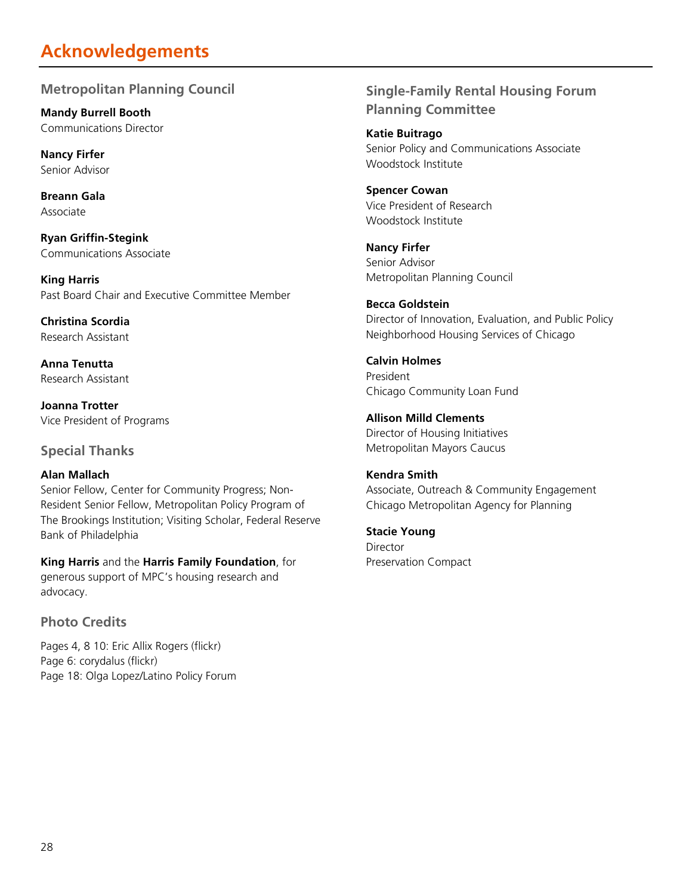# Acknowledgements

## Metropolitan Planning Council

**Mandy Burrell Booth**
Communications Director

**Nancy Firfer**
Senior Advisor

**Breann Gala**
Associate

**Ryan Griffin-Stegink**
Communications Associate

**King Harris**
Past Board Chair and Executive Committee Member

**Christina Scordia**
Research Assistant

**Anna Tenutta**
Research Assistant

**Joanna Trotter**
Vice President of Programs

## Special Thanks

**Alan Mallach**
Senior Fellow, Center for Community Progress; Non-Resident Senior Fellow, Metropolitan Policy Program of The Brookings Institution; Visiting Scholar, Federal Reserve Bank of Philadelphia

**King Harris** and the **Harris Family Foundation**, for generous support of MPC's housing research and advocacy.

## Photo Credits

Pages 4, 8 10: Eric Allix Rogers (flickr)
Page 6: corydalus (flickr)
Page 18: Olga Lopez/Latino Policy Forum

## Single-Family Rental Housing Forum Planning Committee

**Katie Buitrago**
Senior Policy and Communications Associate
Woodstock Institute

**Spencer Cowan**
Vice President of Research
Woodstock Institute

**Nancy Firfer**
Senior Advisor
Metropolitan Planning Council

**Becca Goldstein**
Director of Innovation, Evaluation, and Public Policy
Neighborhood Housing Services of Chicago

**Calvin Holmes**
President
Chicago Community Loan Fund

**Allison Milld Clements**
Director of Housing Initiatives
Metropolitan Mayors Caucus

**Kendra Smith**
Associate, Outreach & Community Engagement
Chicago Metropolitan Agency for Planning

**Stacie Young**
Director
Preservation Compact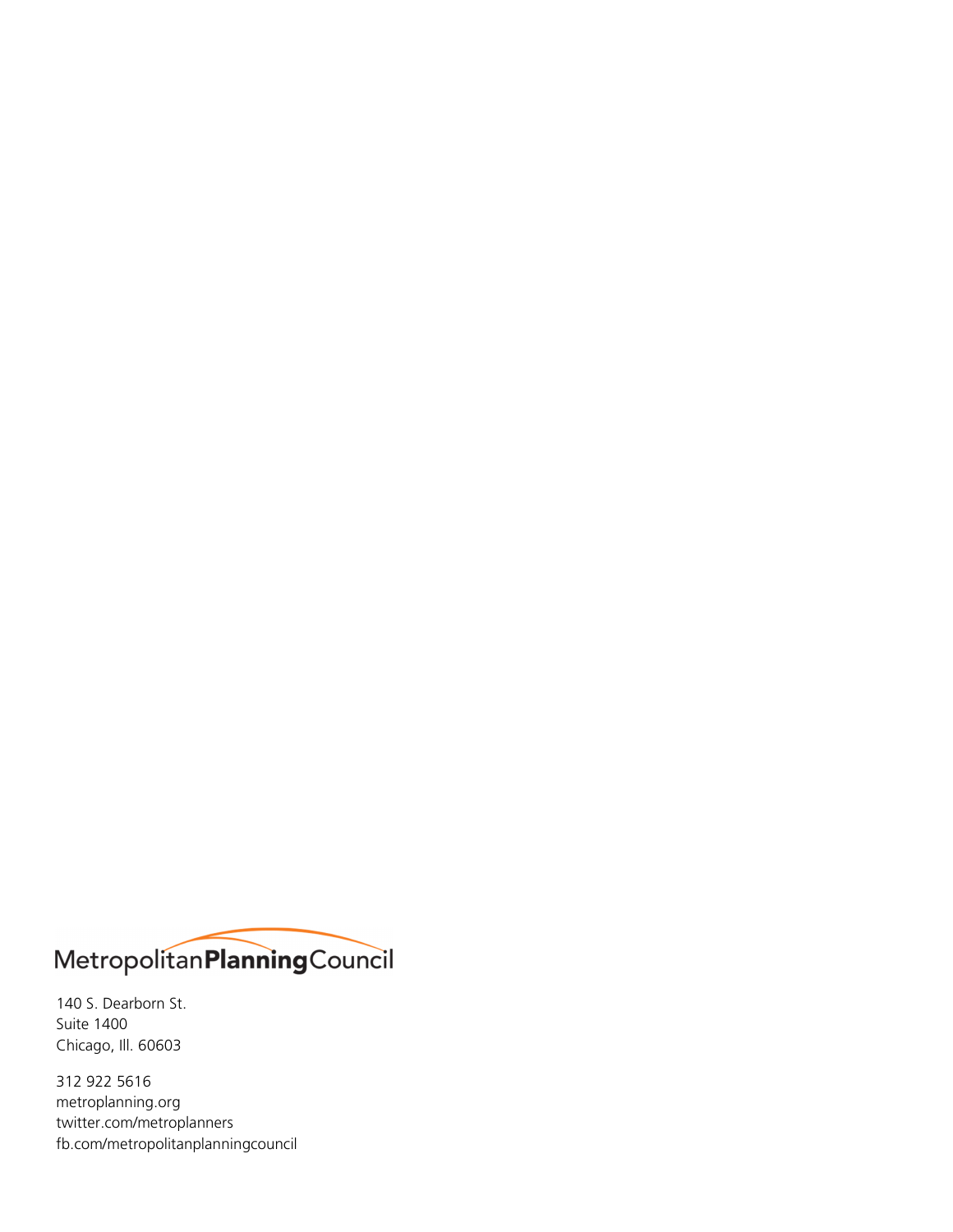Metropolitan**Planning**Council

140 S. Dearborn St.
Suite 1400
Chicago, Ill. 60603

312 922 5616
metroplanning.org
twitter.com/metroplanners
fb.com/metropolitanplanningcouncil